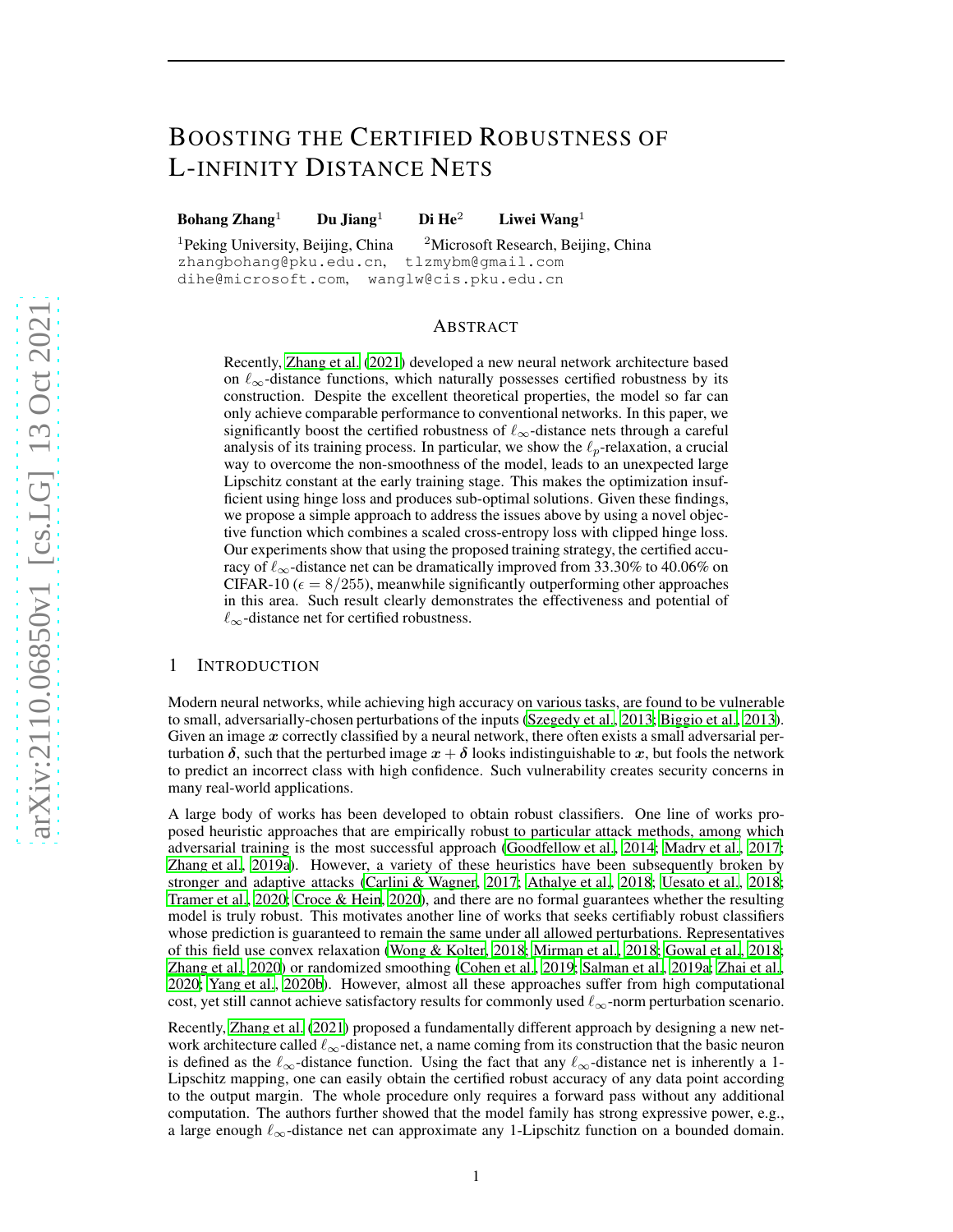# Boosting the Certified Robustness of L-infinity Distance Nets

**Bohang Zhang**[1] **Du Jiang**[1] **Di He**[2] **Liwei Wang**[1]

[1]Peking University, Beijing, China [2]Microsoft Research, Beijing, China
zhangbohang@pku.edu.cn, tlzmybm@gmail.com
dihe@microsoft.com, wanglw@cis.pku.edu.cn

## Abstract

Recently, Zhang et al. (2021) developed a new neural network architecture based on $\ell_\infty$-distance functions, which naturally possesses certified robustness by its construction. Despite the excellent theoretical properties, the model so far can only achieve comparable performance to conventional networks. In this paper, we significantly boost the certified robustness of $\ell_\infty$-distance nets through a careful analysis of its training process. In particular, we show the $\ell_p$-relaxation, a crucial way to overcome the non-smoothness of the model, leads to an unexpected large Lipschitz constant at the early training stage. This makes the optimization insufficient using hinge loss and produces sub-optimal solutions. Given these findings, we propose a simple approach to address the issues above by using a novel objective function which combines a scaled cross-entropy loss with clipped hinge loss. Our experiments show that using the proposed training strategy, the certified accuracy of $\ell_\infty$-distance net can be dramatically improved from 33.30% to 40.06% on CIFAR-10 ($\epsilon = 8/255$), meanwhile significantly outperforming other approaches in this area. Such result clearly demonstrates the effectiveness and potential of $\ell_\infty$-distance net for certified robustness.

## 1 Introduction

Modern neural networks, while achieving high accuracy on various tasks, are found to be vulnerable to small, adversarially-chosen perturbations of the inputs (Szegedy et al., 2013; Biggio et al., 2013). Given an image $\boldsymbol{x}$ correctly classified by a neural network, there often exists a small adversarial perturbation $\boldsymbol{\delta}$, such that the perturbed image $\boldsymbol{x}+\boldsymbol{\delta}$ looks indistinguishable to $\boldsymbol{x}$, but fools the network to predict an incorrect class with high confidence. Such vulnerability creates security concerns in many real-world applications.

A large body of works has been developed to obtain robust classifiers. One line of works proposed heuristic approaches that are empirically robust to particular attack methods, among which adversarial training is the most successful approach (Goodfellow et al., 2014; Madry et al., 2017; Zhang et al., 2019a). However, a variety of these heuristics have been subsequently broken by stronger and adaptive attacks (Carlini & Wagner, 2017; Athalye et al., 2018; Uesato et al., 2018; Tramer et al., 2020; Croce & Hein, 2020), and there are no formal guarantees whether the resulting model is truly robust. This motivates another line of works that seeks certifiably robust classifiers whose prediction is guaranteed to remain the same under all allowed perturbations. Representatives of this field use convex relaxation (Wong & Kolter, 2018; Mirman et al., 2018; Gowal et al., 2018; Zhang et al., 2020) or randomized smoothing (Cohen et al., 2019; Salman et al., 2019a; Zhai et al., 2020; Yang et al., 2020b). However, almost all these approaches suffer from high computational cost, yet still cannot achieve satisfactory results for commonly used $\ell_\infty$-norm perturbation scenario.

Recently, Zhang et al. (2021) proposed a fundamentally different approach by designing a new network architecture called $\ell_\infty$-distance net, a name coming from its construction that the basic neuron is defined as the $\ell_\infty$-distance function. Using the fact that any $\ell_\infty$-distance net is inherently a 1-Lipschitz mapping, one can easily obtain the certified robust accuracy of any data point according to the output margin. The whole procedure only requires a forward pass without any additional computation. The authors further showed that the model family has strong expressive power, e.g., a large enough $\ell_\infty$-distance net can approximate any 1-Lipschitz function on a bounded domain.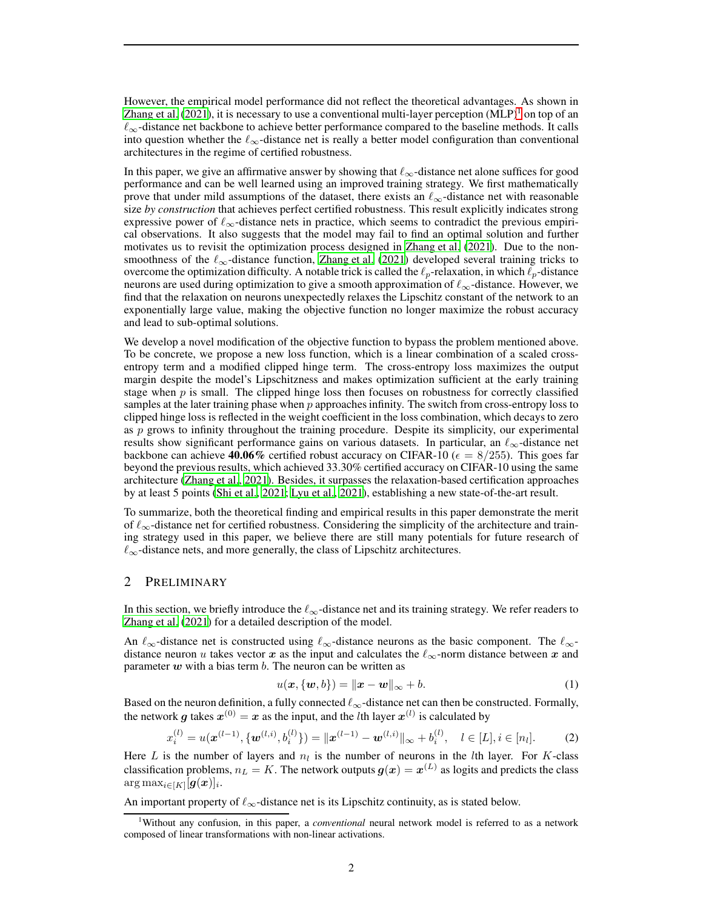However, the empirical model performance did not reflect the theoretical advantages. As shown in Zhang et al. (2021), it is necessary to use a conventional multi-layer perception (MLP)[1] on top of an $\ell_\infty$-distance net backbone to achieve better performance compared to the baseline methods. It calls into question whether the $\ell_\infty$-distance net is really a better model configuration than conventional architectures in the regime of certified robustness.

In this paper, we give an affirmative answer by showing that $\ell_\infty$-distance net alone suffices for good performance and can be well learned using an improved training strategy. We first mathematically prove that under mild assumptions of the dataset, there exists an $\ell_\infty$-distance net with reasonable size *by construction* that achieves perfect certified robustness. This result explicitly indicates strong expressive power of $\ell_\infty$-distance nets in practice, which seems to contradict the previous empirical observations. It also suggests that the model may fail to find an optimal solution and further motivates us to revisit the optimization process designed in Zhang et al. (2021). Due to the non-smoothness of the $\ell_\infty$-distance function, Zhang et al. (2021) developed several training tricks to overcome the optimization difficulty. A notable trick is called the $\ell_p$-relaxation, in which $\ell_p$-distance neurons are used during optimization to give a smooth approximation of $\ell_\infty$-distance. However, we find that the relaxation on neurons unexpectedly relaxes the Lipschitz constant of the network to an exponentially large value, making the objective function no longer maximize the robust accuracy and lead to sub-optimal solutions.

We develop a novel modification of the objective function to bypass the problem mentioned above. To be concrete, we propose a new loss function, which is a linear combination of a scaled cross-entropy term and a modified clipped hinge term. The cross-entropy loss maximizes the output margin despite the model's Lipschitzness and makes optimization sufficient at the early training stage when $p$ is small. The clipped hinge loss then focuses on robustness for correctly classified samples at the later training phase when $p$ approaches infinity. The switch from cross-entropy loss to clipped hinge loss is reflected in the weight coefficient in the loss combination, which decays to zero as $p$ grows to infinity throughout the training procedure. Despite its simplicity, our experimental results show significant performance gains on various datasets. In particular, an $\ell_\infty$-distance net backbone can achieve **40.06%** certified robust accuracy on CIFAR-10 ($\epsilon = 8/255$). This goes far beyond the previous results, which achieved 33.30% certified accuracy on CIFAR-10 using the same architecture (Zhang et al., 2021). Besides, it surpasses the relaxation-based certification approaches by at least 5 points (Shi et al., 2021; Lyu et al., 2021), establishing a new state-of-the-art result.

To summarize, both the theoretical finding and empirical results in this paper demonstrate the merit of $\ell_\infty$-distance net for certified robustness. Considering the simplicity of the architecture and training strategy used in this paper, we believe there are still many potentials for future research of $\ell_\infty$-distance nets, and more generally, the class of Lipschitz architectures.

## 2 Preliminary

In this section, we briefly introduce the $\ell_\infty$-distance net and its training strategy. We refer readers to Zhang et al. (2021) for a detailed description of the model.

An $\ell_\infty$-distance net is constructed using $\ell_\infty$-distance neurons as the basic component. The $\ell_\infty$-distance neuron $u$ takes vector $\boldsymbol{x}$ as the input and calculates the $\ell_\infty$-norm distance between $\boldsymbol{x}$ and parameter $\boldsymbol{w}$ with a bias term $b$. The neuron can be written as

$$u(\boldsymbol{x}, \{\boldsymbol{w}, b\}) = \|\boldsymbol{x} - \boldsymbol{w}\|_\infty + b. \tag{1}$$

Based on the neuron definition, a fully connected $\ell_\infty$-distance net can then be constructed. Formally, the network $\boldsymbol{g}$ takes $\boldsymbol{x}^{(0)} = \boldsymbol{x}$ as the input, and the $l$th layer $\boldsymbol{x}^{(l)}$ is calculated by

$$x_i^{(l)} = u(\boldsymbol{x}^{(l-1)}, \{\boldsymbol{w}^{(l,i)}, b_i^{(l)}\}) = \|\boldsymbol{x}^{(l-1)} - \boldsymbol{w}^{(l,i)}\|_\infty + b_i^{(l)}, \quad l \in [L], i \in [n_l]. \tag{2}$$

Here $L$ is the number of layers and $n_l$ is the number of neurons in the $l$th layer. For $K$-class classification problems, $n_L = K$. The network outputs $\boldsymbol{g}(\boldsymbol{x}) = \boldsymbol{x}^{(L)}$ as logits and predicts the class $\arg\max_{i \in [K]} [\boldsymbol{g}(\boldsymbol{x})]_i$.

An important property of $\ell_\infty$-distance net is its Lipschitz continuity, as is stated below.

[1] Without any confusion, in this paper, a *conventional* neural network model is referred to as a network composed of linear transformations with non-linear activations.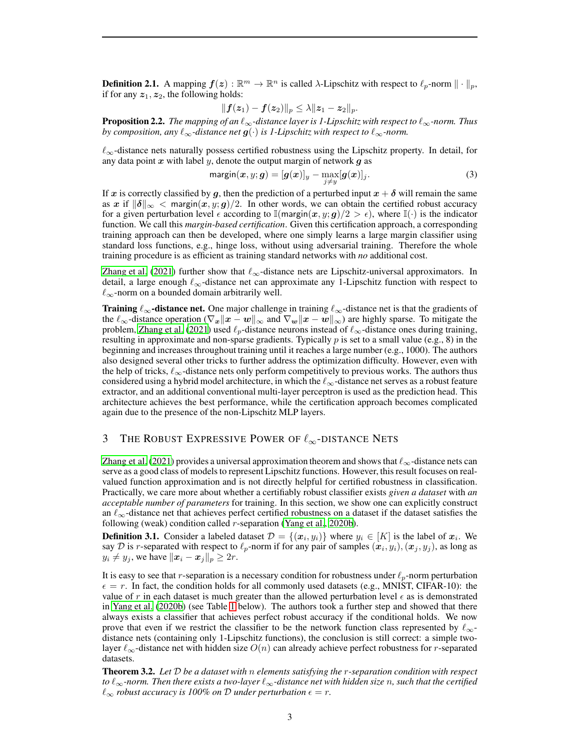**Definition 2.1.** A mapping $\boldsymbol{f}(\boldsymbol{z}) : \mathbb{R}^m \to \mathbb{R}^n$ is called $\lambda$-Lipschitz with respect to $\ell_p$-norm $\|\cdot\|_p$, if for any $\boldsymbol{z}_1, \boldsymbol{z}_2$, the following holds:

$$\|\boldsymbol{f}(\boldsymbol{z}_1) - \boldsymbol{f}(\boldsymbol{z}_2)\|_p \le \lambda \|\boldsymbol{z}_1 - \boldsymbol{z}_2\|_p.$$

**Proposition 2.2.** *The mapping of an $\ell_\infty$-distance layer is 1-Lipschitz with respect to $\ell_\infty$-norm. Thus by composition, any $\ell_\infty$-distance net $\boldsymbol{g}(\cdot)$ is 1-Lipschitz with respect to $\ell_\infty$-norm.*

$\ell_\infty$-distance nets naturally possess certified robustness using the Lipschitz property. In detail, for any data point $\boldsymbol{x}$ with label $y$, denote the output margin of network $\boldsymbol{g}$ as

$$\mathsf{margin}(\boldsymbol{x}, y; \boldsymbol{g}) = [\boldsymbol{g}(\boldsymbol{x})]_y - \max_{j \ne y} [\boldsymbol{g}(\boldsymbol{x})]_j. \tag{3}$$

If $\boldsymbol{x}$ is correctly classified by $\boldsymbol{g}$, then the prediction of a perturbed input $\boldsymbol{x} + \boldsymbol{\delta}$ will remain the same as $\boldsymbol{x}$ if $\|\boldsymbol{\delta}\|_\infty < \mathsf{margin}(\boldsymbol{x}, y; \boldsymbol{g})/2$. In other words, we can obtain the certified robust accuracy for a given perturbation level $\epsilon$ according to $\mathbb{I}(\mathsf{margin}(\boldsymbol{x}, y; \boldsymbol{g})/2 > \epsilon)$, where $\mathbb{I}(\cdot)$ is the indicator function. We call this *margin-based certification*. Given this certification approach, a corresponding training approach can then be developed, where one simply learns a large margin classifier using standard loss functions, e.g., hinge loss, without using adversarial training. Therefore the whole training procedure is as efficient as training standard networks with *no* additional cost.

Zhang et al. (2021) further show that $\ell_\infty$-distance nets are Lipschitz-universal approximators. In detail, a large enough $\ell_\infty$-distance net can approximate any 1-Lipschitz function with respect to $\ell_\infty$-norm on a bounded domain arbitrarily well.

**Training $\ell_\infty$-distance net.** One major challenge in training $\ell_\infty$-distance net is that the gradients of the $\ell_\infty$-distance operation ($\nabla_{\boldsymbol{x}} \|\boldsymbol{x} - \boldsymbol{w}\|_\infty$ and $\nabla_{\boldsymbol{w}} \|\boldsymbol{x} - \boldsymbol{w}\|_\infty$) are highly sparse. To mitigate the problem, Zhang et al. (2021) used $\ell_p$-distance neurons instead of $\ell_\infty$-distance ones during training, resulting in approximate and non-sparse gradients. Typically $p$ is set to a small value (e.g., 8) in the beginning and increases throughout training until it reaches a large number (e.g., 1000). The authors also designed several other tricks to further address the optimization difficulty. However, even with the help of tricks, $\ell_\infty$-distance nets only perform competitively to previous works. The authors thus considered using a hybrid model architecture, in which the $\ell_\infty$-distance net serves as a robust feature extractor, and an additional conventional multi-layer perceptron is used as the prediction head. This architecture achieves the best performance, while the certification approach becomes complicated again due to the presence of the non-Lipschitz MLP layers.

## 3 The Robust Expressive Power of $\ell_\infty$-distance Nets

Zhang et al. (2021) provides a universal approximation theorem and shows that $\ell_\infty$-distance nets can serve as a good class of models to represent Lipschitz functions. However, this result focuses on real-valued function approximation and is not directly helpful for certified robustness in classification. Practically, we care more about whether a certifiably robust classifier exists *given a dataset* with *an acceptable number of parameters* for training. In this section, we show one can explicitly construct an $\ell_\infty$-distance net that achieves perfect certified robustness on a dataset if the dataset satisfies the following (weak) condition called $r$-separation (Yang et al., 2020b).

**Definition 3.1.** Consider a labeled dataset $\mathcal{D} = \{(\boldsymbol{x}_i, y_i)\}$ where $y_i \in [K]$ is the label of $\boldsymbol{x}_i$. We say $\mathcal{D}$ is $r$-separated with respect to $\ell_p$-norm if for any pair of samples $(\boldsymbol{x}_i, y_i), (\boldsymbol{x}_j, y_j)$, as long as $y_i \ne y_j$, we have $\|\boldsymbol{x}_i - \boldsymbol{x}_j\|_p \ge 2r$.

It is easy to see that $r$-separation is a necessary condition for robustness under $\ell_p$-norm perturbation $\epsilon = r$. In fact, the condition holds for all commonly used datasets (e.g., MNIST, CIFAR-10): the value of $r$ in each dataset is much greater than the allowed perturbation level $\epsilon$ as is demonstrated in Yang et al. (2020b) (see Table 1 below). The authors took a further step and showed that there always exists a classifier that achieves perfect robust accuracy if the conditional holds. We now prove that even if we restrict the classifier to be the network function class represented by $\ell_\infty$-distance nets (containing only 1-Lipschitz functions), the conclusion is still correct: a simple two-layer $\ell_\infty$-distance net with hidden size $O(n)$ can already achieve perfect robustness for $r$-separated datasets.

**Theorem 3.2.** *Let $\mathcal{D}$ be a dataset with $n$ elements satisfying the $r$-separation condition with respect to $\ell_\infty$-norm. Then there exists a two-layer $\ell_\infty$-distance net with hidden size $n$, such that the certified $\ell_\infty$ robust accuracy is 100% on $\mathcal{D}$ under perturbation $\epsilon = r$.*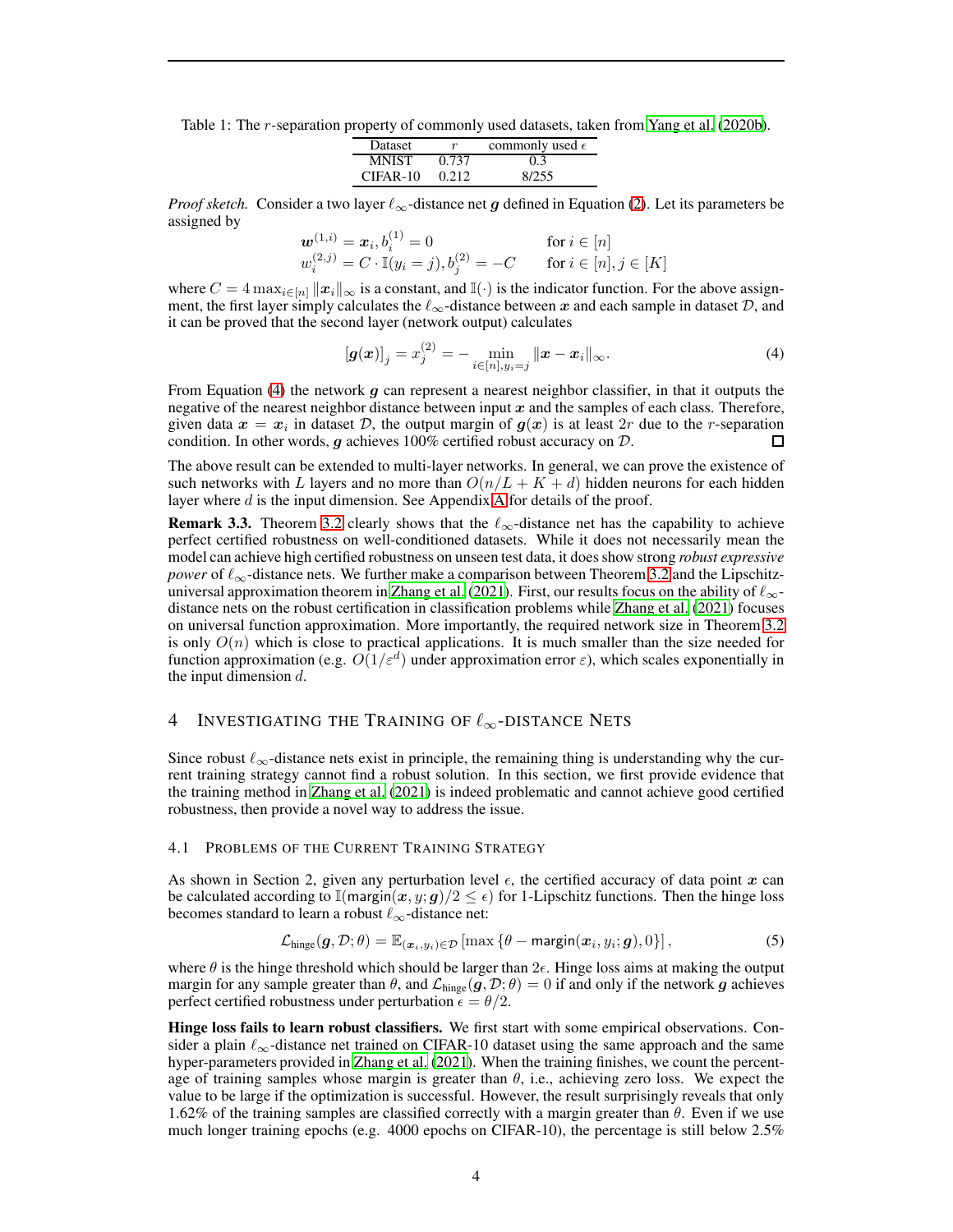Table 1: The $r$-separation property of commonly used datasets, taken from Yang et al. (2020b).

| Dataset | $r$ | commonly used $\epsilon$ |
|---|---|---|
| MNIST | 0.737 | 0.3 |
| CIFAR-10 | 0.212 | 8/255 |

*Proof sketch.* Consider a two layer $\ell_\infty$-distance net $\boldsymbol{g}$ defined in Equation (2). Let its parameters be assigned by

$$\begin{aligned} &\boldsymbol{w}^{(1,i)} = \boldsymbol{x}_i, b_i^{(1)} = 0 && \text{for } i \in [n] \\ &w_i^{(2,j)} = C \cdot \mathbb{I}(y_i = j), b_j^{(2)} = -C && \text{for } i \in [n], j \in [K] \end{aligned}$$

where $C = 4\max_{i\in[n]} \|\boldsymbol{x}_i\|_\infty$ is a constant, and $\mathbb{I}(\cdot)$ is the indicator function. For the above assignment, the first layer simply calculates the $\ell_\infty$-distance between $\boldsymbol{x}$ and each sample in dataset $\mathcal{D}$, and it can be proved that the second layer (network output) calculates

$$[\boldsymbol{g}(\boldsymbol{x})]_j = x_j^{(2)} = -\min_{i\in[n], y_i=j} \|\boldsymbol{x} - \boldsymbol{x}_i\|_\infty. \tag{4}$$

From Equation (4) the network $\boldsymbol{g}$ can represent a nearest neighbor classifier, in that it outputs the negative of the nearest neighbor distance between input $\boldsymbol{x}$ and the samples of each class. Therefore, given data $\boldsymbol{x} = \boldsymbol{x}_i$ in dataset $\mathcal{D}$, the output margin of $\boldsymbol{g}(\boldsymbol{x})$ is at least $2r$ due to the $r$-separation condition. In other words, $\boldsymbol{g}$ achieves 100% certified robust accuracy on $\mathcal{D}$. □

The above result can be extended to multi-layer networks. In general, we can prove the existence of such networks with $L$ layers and no more than $O(n/L + K + d)$ hidden neurons for each hidden layer where $d$ is the input dimension. See Appendix A for details of the proof.

**Remark 3.3.** Theorem 3.2 clearly shows that the $\ell_\infty$-distance net has the capability to achieve perfect certified robustness on well-conditioned datasets. While it does not necessarily mean the model can achieve high certified robustness on unseen test data, it does show strong *robust expressive power* of $\ell_\infty$-distance nets. We further make a comparison between Theorem 3.2 and the Lipschitz-universal approximation theorem in Zhang et al. (2021). First, our results focus on the ability of $\ell_\infty$-distance nets on the robust certification in classification problems while Zhang et al. (2021) focuses on universal function approximation. More importantly, the required network size in Theorem 3.2 is only $O(n)$ which is close to practical applications. It is much smaller than the size needed for function approximation (e.g. $O(1/\varepsilon^d)$ under approximation error $\varepsilon$), which scales exponentially in the input dimension $d$.

## 4 Investigating the Training of $\ell_\infty$-distance Nets

Since robust $\ell_\infty$-distance nets exist in principle, the remaining thing is understanding why the current training strategy cannot find a robust solution. In this section, we first provide evidence that the training method in Zhang et al. (2021) is indeed problematic and cannot achieve good certified robustness, then provide a novel way to address the issue.

### 4.1 Problems of the Current Training Strategy

As shown in Section 2, given any perturbation level $\epsilon$, the certified accuracy of data point $\boldsymbol{x}$ can be calculated according to $\mathbb{I}(\mathsf{margin}(\boldsymbol{x}, y; \boldsymbol{g})/2 \le \epsilon)$ for 1-Lipschitz functions. Then the hinge loss becomes standard to learn a robust $\ell_\infty$-distance net:

$$\mathcal{L}_{\text{hinge}}(\boldsymbol{g}, \mathcal{D}; \theta) = \mathbb{E}_{(\boldsymbol{x}_i, y_i)\in\mathcal{D}} \left[\max\left\{\theta - \mathsf{margin}(\boldsymbol{x}_i, y_i; \boldsymbol{g}), 0\right\}\right], \tag{5}$$

where $\theta$ is the hinge threshold which should be larger than $2\epsilon$. Hinge loss aims at making the output margin for any sample greater than $\theta$, and $\mathcal{L}_{\text{hinge}}(\boldsymbol{g}, \mathcal{D}; \theta) = 0$ if and only if the network $\boldsymbol{g}$ achieves perfect certified robustness under perturbation $\epsilon = \theta/2$.

**Hinge loss fails to learn robust classifiers.** We first start with some empirical observations. Consider a plain $\ell_\infty$-distance net trained on CIFAR-10 dataset using the same approach and the same hyper-parameters provided in Zhang et al. (2021). When the training finishes, we count the percentage of training samples whose margin is greater than $\theta$, i.e., achieving zero loss. We expect the value to be large if the optimization is successful. However, the result surprisingly reveals that only 1.62% of the training samples are classified correctly with a margin greater than $\theta$. Even if we use much longer training epochs (e.g. 4000 epochs on CIFAR-10), the percentage is still below 2.5%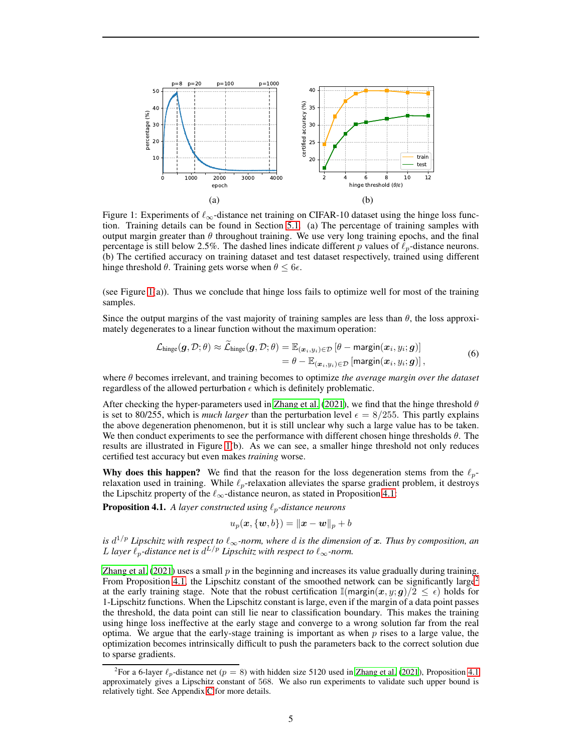Figure 1: Experiments of $\ell_\infty$-distance net training on CIFAR-10 dataset using the hinge loss function. Training details can be found in Section 5.1. (a) The percentage of training samples with output margin greater than $\theta$ throughout training. We use very long training epochs, and the final percentage is still below 2.5%. The dashed lines indicate different $p$ values of $\ell_p$-distance neurons. (b) The certified accuracy on training dataset and test dataset respectively, trained using different hinge threshold $\theta$. Training gets worse when $\theta \leq 6\epsilon$.

(see Figure 1(a)). Thus we conclude that hinge loss fails to optimize well for most of the training samples.

Since the output margins of the vast majority of training samples are less than $\theta$, the loss approximately degenerates to a linear function without the maximum operation:

$$
\begin{aligned}
\mathcal{L}_{\text{hinge}}(\boldsymbol{g}, \mathcal{D}; \theta) \approx \widetilde{\mathcal{L}}_{\text{hinge}}(\boldsymbol{g}, \mathcal{D}; \theta) &= \mathbb{E}_{(\boldsymbol{x}_i, y_i) \in \mathcal{D}} \left[\theta - \mathsf{margin}(\boldsymbol{x}_i, y_i; \boldsymbol{g})\right] \\
&= \theta - \mathbb{E}_{(\boldsymbol{x}_i, y_i) \in \mathcal{D}} \left[\mathsf{margin}(\boldsymbol{x}_i, y_i; \boldsymbol{g})\right],
\end{aligned} \tag{6}
$$

where $\theta$ becomes irrelevant, and training becomes to optimize *the average margin over the dataset* regardless of the allowed perturbation $\epsilon$ which is definitely problematic.

After checking the hyper-parameters used in Zhang et al. (2021), we find that the hinge threshold $\theta$ is set to 80/255, which is *much larger* than the perturbation level $\epsilon = 8/255$. This partly explains the above degeneration phenomenon, but it is still unclear why such a large value has to be taken. We then conduct experiments to see the performance with different chosen hinge thresholds $\theta$. The results are illustrated in Figure 1(b). As we can see, a smaller hinge threshold not only reduces certified test accuracy but even makes *training* worse.

**Why does this happen?** We find that the reason for the loss degeneration stems from the $\ell_p$-relaxation used in training. While $\ell_p$-relaxation alleviates the sparse gradient problem, it destroys the Lipschitz property of the $\ell_\infty$-distance neuron, as stated in Proposition 4.1.

**Proposition 4.1.** *A layer constructed using $\ell_p$-distance neurons*

$$
u_p(\boldsymbol{x}, \{\boldsymbol{w}, b\}) = \|\boldsymbol{x} - \boldsymbol{w}\|_p + b
$$

*is $d^{1/p}$ Lipschitz with respect to $\ell_\infty$-norm, where $d$ is the dimension of $\boldsymbol{x}$. Thus by composition, an $L$ layer $\ell_p$-distance net is $d^{L/p}$ Lipschitz with respect to $\ell_\infty$-norm.*

Zhang et al. (2021) uses a small $p$ in the beginning and increases its value gradually during training. From Proposition 4.1, the Lipschitz constant of the smoothed network can be significantly large[2] at the early training stage. Note that the robust certification $\mathbb{I}(\mathsf{margin}(\boldsymbol{x}, y; \boldsymbol{g})/2 \leq \epsilon)$ holds for 1-Lipschitz functions. When the Lipschitz constant is large, even if the margin of a data point passes the threshold, the data point can still lie near to classification boundary. This makes the training using hinge loss ineffective at the early stage and converge to a wrong solution far from the real optima. We argue that the early-stage training is important as when $p$ rises to a large value, the optimization becomes intrinsically difficult to push the parameters back to the correct solution due to sparse gradients.

[2] For a 6-layer $\ell_p$-distance net ($p = 8$) with hidden size 5120 used in Zhang et al. (2021), Proposition 4.1 approximately gives a Lipschitz constant of 568. We also run experiments to validate such upper bound is relatively tight. See Appendix C for more details.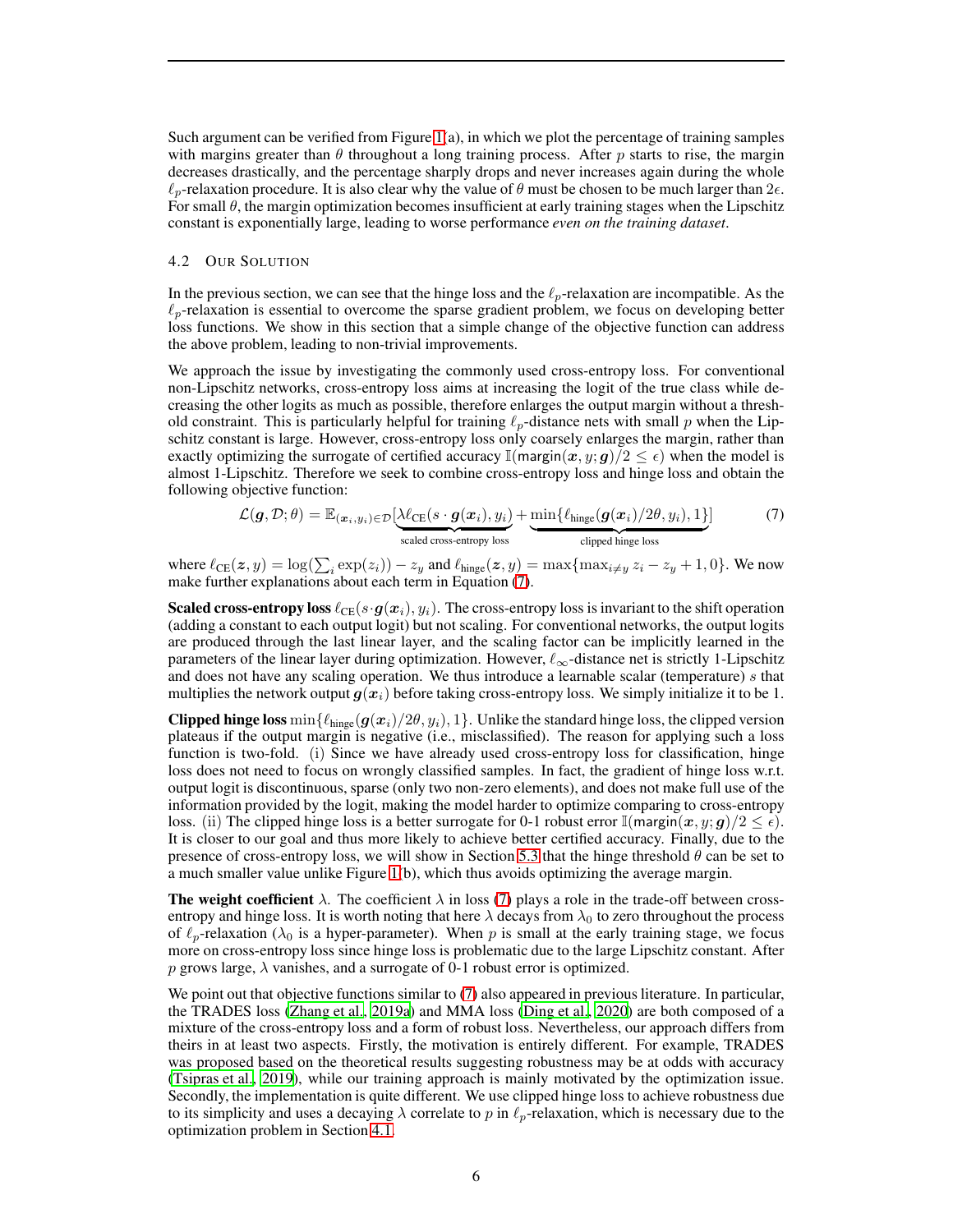Such argument can be verified from Figure 1(a), in which we plot the percentage of training samples with margins greater than $\theta$ throughout a long training process. After $p$ starts to rise, the margin decreases drastically, and the percentage sharply drops and never increases again during the whole $\ell_p$-relaxation procedure. It is also clear why the value of $\theta$ must be chosen to be much larger than $2\epsilon$. For small $\theta$, the margin optimization becomes insufficient at early training stages when the Lipschitz constant is exponentially large, leading to worse performance *even on the training dataset*.

### 4.2 Our Solution

In the previous section, we can see that the hinge loss and the $\ell_p$-relaxation are incompatible. As the $\ell_p$-relaxation is essential to overcome the sparse gradient problem, we focus on developing better loss functions. We show in this section that a simple change of the objective function can address the above problem, leading to non-trivial improvements.

We approach the issue by investigating the commonly used cross-entropy loss. For conventional non-Lipschitz networks, cross-entropy loss aims at increasing the logit of the true class while decreasing the other logits as much as possible, therefore enlarges the output margin without a threshold constraint. This is particularly helpful for training $\ell_p$-distance nets with small $p$ when the Lipschitz constant is large. However, cross-entropy loss only coarsely enlarges the margin, rather than exactly optimizing the surrogate of certified accuracy $\mathbb{I}(\mathsf{margin}(\boldsymbol{x}, y; \boldsymbol{g})/2 \leq \epsilon)$ when the model is almost 1-Lipschitz. Therefore we seek to combine cross-entropy loss and hinge loss and obtain the following objective function:

$$\mathcal{L}(\boldsymbol{g}, \mathcal{D}; \theta) = \mathbb{E}_{(\boldsymbol{x}_i, y_i) \in \mathcal{D}} [\underbrace{\lambda \ell_{\text{CE}}(s \cdot \boldsymbol{g}(\boldsymbol{x}_i), y_i)}_{\text{scaled cross-entropy loss}} + \underbrace{\min\{\ell_{\text{hinge}}(\boldsymbol{g}(\boldsymbol{x}_i)/2\theta, y_i), 1\}}_{\text{clipped hinge loss}}] \tag{7}$$

where $\ell_{\text{CE}}(\boldsymbol{z}, y) = \log(\sum_i \exp(z_i)) - z_y$ and $\ell_{\text{hinge}}(\boldsymbol{z}, y) = \max\{\max_{i \neq y} z_i - z_y + 1, 0\}$. We now make further explanations about each term in Equation (7).

**Scaled cross-entropy loss** $\ell_{\text{CE}}(s \cdot \boldsymbol{g}(\boldsymbol{x}_i), y_i)$. The cross-entropy loss is invariant to the shift operation (adding a constant to each output logit) but not scaling. For conventional networks, the output logits are produced through the last linear layer, and the scaling factor can be implicitly learned in the parameters of the linear layer during optimization. However, $\ell_\infty$-distance net is strictly 1-Lipschitz and does not have any scaling operation. We thus introduce a learnable scalar (temperature) $s$ that multiplies the network output $\boldsymbol{g}(\boldsymbol{x}_i)$ before taking cross-entropy loss. We simply initialize it to be 1.

**Clipped hinge loss** $\min\{\ell_{\text{hinge}}(\boldsymbol{g}(\boldsymbol{x}_i)/2\theta, y_i), 1\}$. Unlike the standard hinge loss, the clipped version plateaus if the output margin is negative (i.e., misclassified). The reason for applying such a loss function is two-fold. (i) Since we have already used cross-entropy loss for classification, hinge loss does not need to focus on wrongly classified samples. In fact, the gradient of hinge loss w.r.t. output logit is discontinuous, sparse (only two non-zero elements), and does not make full use of the information provided by the logit, making the model harder to optimize comparing to cross-entropy loss. (ii) The clipped hinge loss is a better surrogate for 0-1 robust error $\mathbb{I}(\mathsf{margin}(\boldsymbol{x}, y; \boldsymbol{g})/2 \leq \epsilon)$. It is closer to our goal and thus more likely to achieve better certified accuracy. Finally, due to the presence of cross-entropy loss, we will show in Section 5.3 that the hinge threshold $\theta$ can be set to a much smaller value unlike Figure 1(b), which thus avoids optimizing the average margin.

**The weight coefficient** $\lambda$. The coefficient $\lambda$ in loss (7) plays a role in the trade-off between cross-entropy and hinge loss. It is worth noting that here $\lambda$ decays from $\lambda_0$ to zero throughout the process of $\ell_p$-relaxation ($\lambda_0$ is a hyper-parameter). When $p$ is small at the early training stage, we focus more on cross-entropy loss since hinge loss is problematic due to the large Lipschitz constant. After $p$ grows large, $\lambda$ vanishes, and a surrogate of 0-1 robust error is optimized.

We point out that objective functions similar to (7) also appeared in previous literature. In particular, the TRADES loss (Zhang et al., 2019a) and MMA loss (Ding et al., 2020) are both composed of a mixture of the cross-entropy loss and a form of robust loss. Nevertheless, our approach differs from theirs in at least two aspects. Firstly, the motivation is entirely different. For example, TRADES was proposed based on the theoretical results suggesting robustness may be at odds with accuracy (Tsipras et al., 2019), while our training approach is mainly motivated by the optimization issue. Secondly, the implementation is quite different. We use clipped hinge loss to achieve robustness due to its simplicity and uses a decaying $\lambda$ correlate to $p$ in $\ell_p$-relaxation, which is necessary due to the optimization problem in Section 4.1.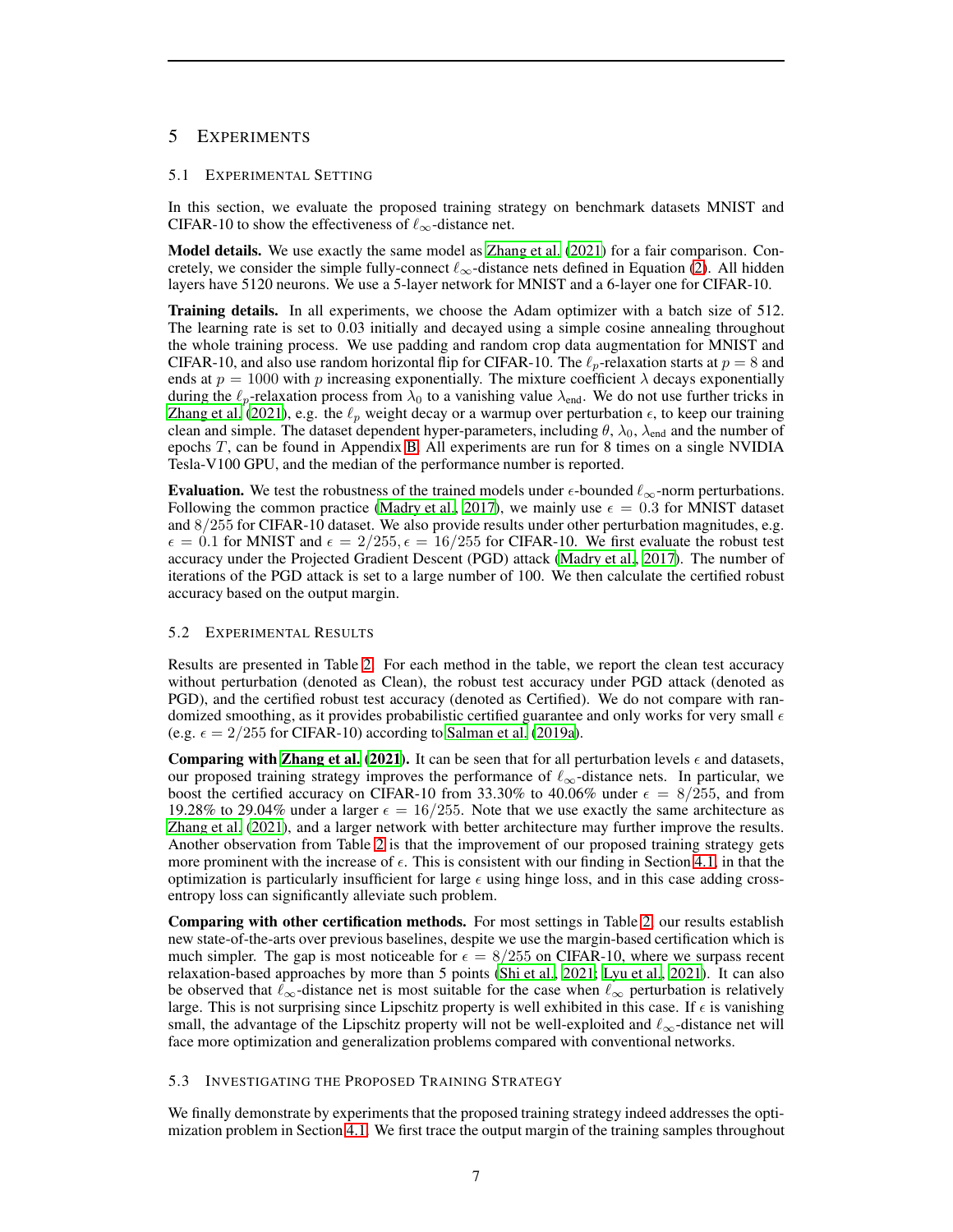## 5 Experiments

### 5.1 Experimental Setting

In this section, we evaluate the proposed training strategy on benchmark datasets MNIST and CIFAR-10 to show the effectiveness of $\ell_\infty$-distance net.

**Model details.** We use exactly the same model as Zhang et al. (2021) for a fair comparison. Concretely, we consider the simple fully-connect $\ell_\infty$-distance nets defined in Equation (2). All hidden layers have 5120 neurons. We use a 5-layer network for MNIST and a 6-layer one for CIFAR-10.

**Training details.** In all experiments, we choose the Adam optimizer with a batch size of 512. The learning rate is set to 0.03 initially and decayed using a simple cosine annealing throughout the whole training process. We use padding and random crop data augmentation for MNIST and CIFAR-10, and also use random horizontal flip for CIFAR-10. The $\ell_p$-relaxation starts at $p = 8$ and ends at $p = 1000$ with $p$ increasing exponentially. The mixture coefficient $\lambda$ decays exponentially during the $\ell_p$-relaxation process from $\lambda_0$ to a vanishing value $\lambda_{\text{end}}$. We do not use further tricks in Zhang et al. (2021), e.g. the $\ell_p$ weight decay or a warmup over perturbation $\epsilon$, to keep our training clean and simple. The dataset dependent hyper-parameters, including $\theta$, $\lambda_0$, $\lambda_{\text{end}}$ and the number of epochs $T$, can be found in Appendix B. All experiments are run for 8 times on a single NVIDIA Tesla-V100 GPU, and the median of the performance number is reported.

**Evaluation.** We test the robustness of the trained models under $\epsilon$-bounded $\ell_\infty$-norm perturbations. Following the common practice (Madry et al., 2017), we mainly use $\epsilon = 0.3$ for MNIST dataset and $8/255$ for CIFAR-10 dataset. We also provide results under other perturbation magnitudes, e.g. $\epsilon = 0.1$ for MNIST and $\epsilon = 2/255, \epsilon = 16/255$ for CIFAR-10. We first evaluate the robust test accuracy under the Projected Gradient Descent (PGD) attack (Madry et al., 2017). The number of iterations of the PGD attack is set to a large number of 100. We then calculate the certified robust accuracy based on the output margin.

### 5.2 Experimental Results

Results are presented in Table 2. For each method in the table, we report the clean test accuracy without perturbation (denoted as Clean), the robust test accuracy under PGD attack (denoted as PGD), and the certified robust test accuracy (denoted as Certified). We do not compare with randomized smoothing, as it provides probabilistic certified guarantee and only works for very small $\epsilon$ (e.g. $\epsilon = 2/255$ for CIFAR-10) according to Salman et al. (2019a).

**Comparing with Zhang et al. (2021).** It can be seen that for all perturbation levels $\epsilon$ and datasets, our proposed training strategy improves the performance of $\ell_\infty$-distance nets. In particular, we boost the certified accuracy on CIFAR-10 from 33.30% to 40.06% under $\epsilon = 8/255$, and from 19.28% to 29.04% under a larger $\epsilon = 16/255$. Note that we use exactly the same architecture as Zhang et al. (2021), and a larger network with better architecture may further improve the results. Another observation from Table 2 is that the improvement of our proposed training strategy gets more prominent with the increase of $\epsilon$. This is consistent with our finding in Section 4.1, in that the optimization is particularly insufficient for large $\epsilon$ using hinge loss, and in this case adding cross-entropy loss can significantly alleviate such problem.

**Comparing with other certification methods.** For most settings in Table 2, our results establish new state-of-the-arts over previous baselines, despite we use the margin-based certification which is much simpler. The gap is most noticeable for $\epsilon = 8/255$ on CIFAR-10, where we surpass recent relaxation-based approaches by more than 5 points (Shi et al., 2021; Lyu et al., 2021). It can also be observed that $\ell_\infty$-distance net is most suitable for the case when $\ell_\infty$ perturbation is relatively large. This is not surprising since Lipschitz property is well exhibited in this case. If $\epsilon$ is vanishing small, the advantage of the Lipschitz property will not be well-exploited and $\ell_\infty$-distance net will face more optimization and generalization problems compared with conventional networks.

### 5.3 Investigating the Proposed Training Strategy

We finally demonstrate by experiments that the proposed training strategy indeed addresses the optimization problem in Section 4.1. We first trace the output margin of the training samples throughout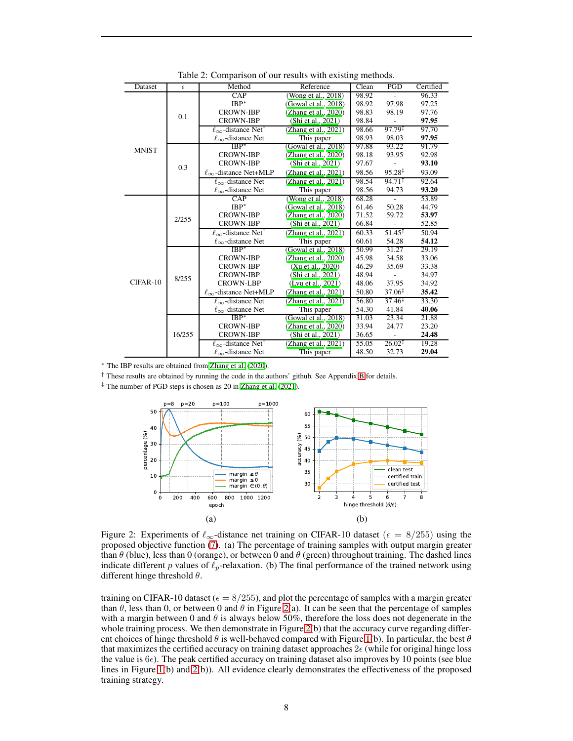Table 2: Comparison of our results with existing methods.

| Dataset | $\epsilon$ | Method | Reference | Clean | PGD | Certified |
|---|---|---|---|---|---|---|
| MNIST | 0.1 | CAP | (Wong et al., 2018) | 98.92 | - | 96.33 |
| | | IBP* | (Gowal et al., 2018) | 98.92 | 97.98 | 97.25 |
| | | CROWN-IBP | (Zhang et al., 2020) | 98.83 | 98.19 | 97.76 |
| | | CROWN-IBP | (Shi et al., 2021) | 98.84 | - | **97.95** |
| | | $\ell_\infty$-distance Net† | (Zhang et al., 2021) | 98.66 | 97.79‡ | 97.70 |
| | | $\ell_\infty$-distance Net | This paper | 98.93 | 98.03 | **97.95** |
| | 0.3 | IBP* | (Gowal et al., 2018) | 97.88 | 93.22 | 91.79 |
| | | CROWN-IBP | (Zhang et al., 2020) | 98.18 | 93.95 | 92.98 |
| | | CROWN-IBP | (Shi et al., 2021) | 97.67 | - | **93.10** |
| | | $\ell_\infty$-distance Net+MLP | (Zhang et al., 2021) | 98.56 | 95.28‡ | 93.09 |
| | | $\ell_\infty$-distance Net | (Zhang et al., 2021) | 98.54 | 94.71‡ | 92.64 |
| | | $\ell_\infty$-distance Net | This paper | 98.56 | 94.73 | **93.20** |
| CIFAR-10 | 2/255 | CAP | (Wong et al., 2018) | 68.28 | - | 53.89 |
| | | IBP* | (Gowal et al., 2018) | 61.46 | 50.28 | 44.79 |
| | | CROWN-IBP | (Zhang et al., 2020) | 71.52 | 59.72 | **53.97** |
| | | CROWN-IBP | (Shi et al., 2021) | 66.84 | - | 52.85 |
| | | $\ell_\infty$-distance Net† | (Zhang et al., 2021) | 60.33 | 51.45‡ | 50.94 |
| | | $\ell_\infty$-distance Net | This paper | 60.61 | 54.28 | **54.12** |
| | 8/255 | IBP* | (Gowal et al., 2018) | 50.99 | 31.27 | 29.19 |
| | | CROWN-IBP | (Zhang et al., 2020) | 45.98 | 34.58 | 33.06 |
| | | CROWN-IBP | (Xu et al., 2020) | 46.29 | 35.69 | 33.38 |
| | | CROWN-IBP | (Shi et al., 2021) | 48.94 | - | 34.97 |
| | | CROWN-LBP | (Lyu et al., 2021) | 48.06 | 37.95 | 34.92 |
| | | $\ell_\infty$-distance Net+MLP | (Zhang et al., 2021) | 50.80 | 37.06‡ | **35.42** |
| | | $\ell_\infty$-distance Net | (Zhang et al., 2021) | 56.80 | 37.46‡ | 33.30 |
| | | $\ell_\infty$-distance Net | This paper | 54.30 | 41.84 | **40.06** |
| | 16/255 | IBP* | (Gowal et al., 2018) | 31.03 | 23.34 | 21.88 |
| | | CROWN-IBP | (Zhang et al., 2020) | 33.94 | 24.77 | 23.20 |
| | | CROWN-IBP | (Shi et al., 2021) | 36.65 | - | **24.48** |
| | | $\ell_\infty$-distance Net† | (Zhang et al., 2021) | 55.05 | 26.02‡ | 19.28 |
| | | $\ell_\infty$-distance Net | This paper | 48.50 | 32.73 | **29.04** |

\* The IBP results are obtained from Zhang et al. (2020).

† These results are obtained by running the code in the authors' github. See Appendix B for details.

‡ The number of PGD steps is chosen as 20 in Zhang et al. (2021).

Figure 2: Experiments of $\ell_\infty$-distance net training on CIFAR-10 dataset ($\epsilon = 8/255$) using the proposed objective function (7). (a) The percentage of training samples with output margin greater than $\theta$ (blue), less than 0 (orange), or between 0 and $\theta$ (green) throughout training. The dashed lines indicate different $p$ values of $\ell_p$-relaxation. (b) The final performance of the trained network using different hinge threshold $\theta$.

training on CIFAR-10 dataset ($\epsilon = 8/255$), and plot the percentage of samples with a margin greater than $\theta$, less than 0, or between 0 and $\theta$ in Figure 2(a). It can be seen that the percentage of samples with a margin between 0 and $\theta$ is always below 50%, therefore the loss does not degenerate in the whole training process. We then demonstrate in Figure 2(b) that the accuracy curve regarding different choices of hinge threshold $\theta$ is well-behaved compared with Figure 1(b). In particular, the best $\theta$ that maximizes the certified accuracy on training dataset approaches $2\epsilon$ (while for original hinge loss the value is $6\epsilon$). The peak certified accuracy on training dataset also improves by 10 points (see blue lines in Figure 1(b) and 2(b)). All evidence clearly demonstrates the effectiveness of the proposed training strategy.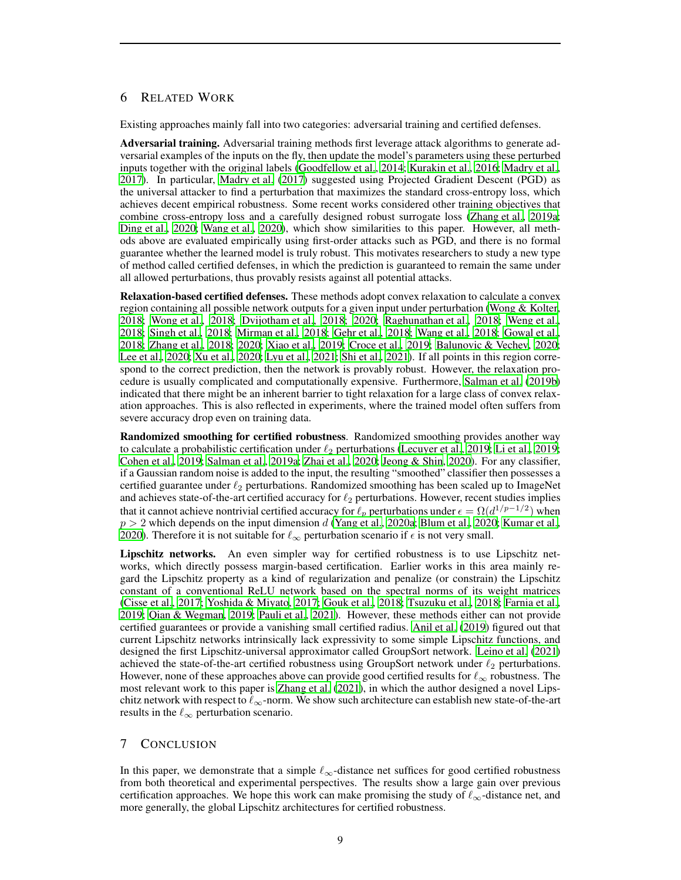## 6 RELATED WORK

Existing approaches mainly fall into two categories: adversarial training and certified defenses.

**Adversarial training.** Adversarial training methods first leverage attack algorithms to generate adversarial examples of the inputs on the fly, then update the model's parameters using these perturbed inputs together with the original labels (Goodfellow et al., 2014; Kurakin et al., 2016; Madry et al., 2017). In particular, Madry et al. (2017) suggested using Projected Gradient Descent (PGD) as the universal attacker to find a perturbation that maximizes the standard cross-entropy loss, which achieves decent empirical robustness. Some recent works considered other training objectives that combine cross-entropy loss and a carefully designed robust surrogate loss (Zhang et al., 2019a; Ding et al., 2020; Wang et al., 2020), which show similarities to this paper. However, all methods above are evaluated empirically using first-order attacks such as PGD, and there is no formal guarantee whether the learned model is truly robust. This motivates researchers to study a new type of method called certified defenses, in which the prediction is guaranteed to remain the same under all allowed perturbations, thus provably resists against all potential attacks.

**Relaxation-based certified defenses.** These methods adopt convex relaxation to calculate a convex region containing all possible network outputs for a given input under perturbation (Wong & Kolter, 2018; Wong et al., 2018; Dvijotham et al., 2018; 2020; Raghunathan et al., 2018; Weng et al., 2018; Singh et al., 2018; Mirman et al., 2018; Gehr et al., 2018; Wang et al., 2018; Gowal et al., 2018; Zhang et al., 2018; 2020; Xiao et al., 2019; Croce et al., 2019; Balunovic & Vechev, 2020; Lee et al., 2020; Xu et al., 2020; Lyu et al., 2021; Shi et al., 2021). If all points in this region correspond to the correct prediction, then the network is provably robust. However, the relaxation procedure is usually complicated and computationally expensive. Furthermore, Salman et al. (2019b) indicated that there might be an inherent barrier to tight relaxation for a large class of convex relaxation approaches. This is also reflected in experiments, where the trained model often suffers from severe accuracy drop even on training data.

**Randomized smoothing for certified robustness**. Randomized smoothing provides another way to calculate a probabilistic certification under $\ell_2$ perturbations (Lecuyer et al., 2019; Li et al., 2019; Cohen et al., 2019; Salman et al., 2019a; Zhai et al., 2020; Jeong & Shin, 2020). For any classifier, if a Gaussian random noise is added to the input, the resulting "smoothed" classifier then possesses a certified guarantee under $\ell_2$ perturbations. Randomized smoothing has been scaled up to ImageNet and achieves state-of-the-art certified accuracy for $\ell_2$ perturbations. However, recent studies implies that it cannot achieve nontrivial certified accuracy for $\ell_p$ perturbations under $\epsilon = \Omega(d^{1/p-1/2})$ when $p > 2$ which depends on the input dimension $d$ (Yang et al., 2020a; Blum et al., 2020; Kumar et al., 2020). Therefore it is not suitable for $\ell_\infty$ perturbation scenario if $\epsilon$ is not very small.

**Lipschitz networks.** An even simpler way for certified robustness is to use Lipschitz networks, which directly possess margin-based certification. Earlier works in this area mainly regard the Lipschitz property as a kind of regularization and penalize (or constrain) the Lipschitz constant of a conventional ReLU network based on the spectral norms of its weight matrices (Cisse et al., 2017; Yoshida & Miyato, 2017; Gouk et al., 2018; Tsuzuku et al., 2018; Farnia et al., 2019; Qian & Wegman, 2019; Pauli et al., 2021). However, these methods either can not provide certified guarantees or provide a vanishing small certified radius. Anil et al. (2019) figured out that current Lipschitz networks intrinsically lack expressivity to some simple Lipschitz functions, and designed the first Lipschitz-universal approximator called GroupSort network. Leino et al. (2021) achieved the state-of-the-art certified robustness using GroupSort network under $\ell_2$ perturbations. However, none of these approaches above can provide good certified results for $\ell_\infty$ robustness. The most relevant work to this paper is Zhang et al. (2021), in which the author designed a novel Lipschitz network with respect to $\ell_\infty$-norm. We show such architecture can establish new state-of-the-art results in the $\ell_\infty$ perturbation scenario.

## 7 CONCLUSION

In this paper, we demonstrate that a simple $\ell_\infty$-distance net suffices for good certified robustness from both theoretical and experimental perspectives. The results show a large gain over previous certification approaches. We hope this work can make promising the study of $\ell_\infty$-distance net, and more generally, the global Lipschitz architectures for certified robustness.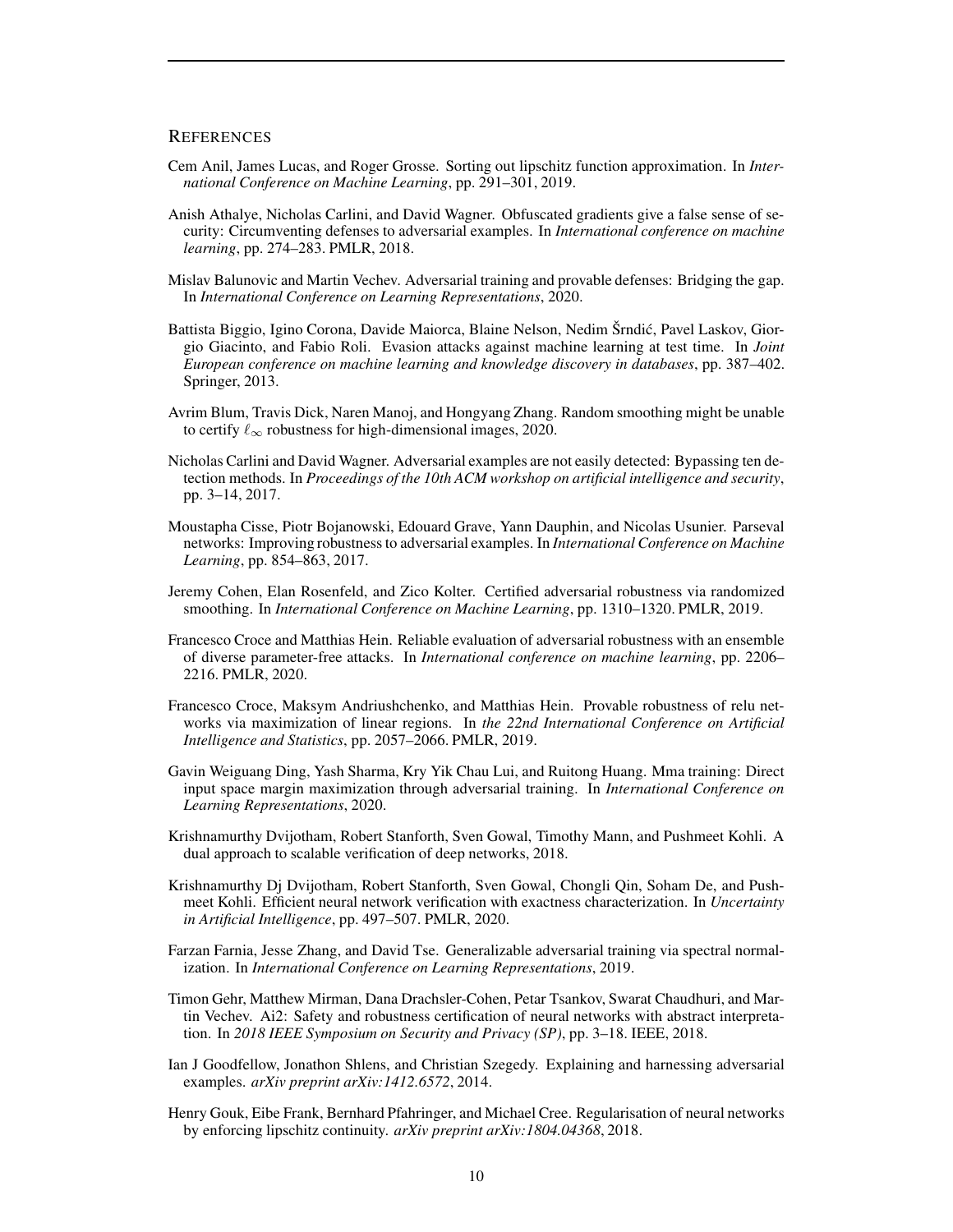## REFERENCES

Cem Anil, James Lucas, and Roger Grosse. Sorting out lipschitz function approximation. In *International Conference on Machine Learning*, pp. 291–301, 2019.

Anish Athalye, Nicholas Carlini, and David Wagner. Obfuscated gradients give a false sense of security: Circumventing defenses to adversarial examples. In *International conference on machine learning*, pp. 274–283. PMLR, 2018.

Mislav Balunovic and Martin Vechev. Adversarial training and provable defenses: Bridging the gap. In *International Conference on Learning Representations*, 2020.

Battista Biggio, Igino Corona, Davide Maiorca, Blaine Nelson, Nedim Šrndić, Pavel Laskov, Giorgio Giacinto, and Fabio Roli. Evasion attacks against machine learning at test time. In *Joint European conference on machine learning and knowledge discovery in databases*, pp. 387–402. Springer, 2013.

Avrim Blum, Travis Dick, Naren Manoj, and Hongyang Zhang. Random smoothing might be unable to certify $\ell_\infty$ robustness for high-dimensional images, 2020.

Nicholas Carlini and David Wagner. Adversarial examples are not easily detected: Bypassing ten detection methods. In *Proceedings of the 10th ACM workshop on artificial intelligence and security*, pp. 3–14, 2017.

Moustapha Cisse, Piotr Bojanowski, Edouard Grave, Yann Dauphin, and Nicolas Usunier. Parseval networks: Improving robustness to adversarial examples. In *International Conference on Machine Learning*, pp. 854–863, 2017.

Jeremy Cohen, Elan Rosenfeld, and Zico Kolter. Certified adversarial robustness via randomized smoothing. In *International Conference on Machine Learning*, pp. 1310–1320. PMLR, 2019.

Francesco Croce and Matthias Hein. Reliable evaluation of adversarial robustness with an ensemble of diverse parameter-free attacks. In *International conference on machine learning*, pp. 2206–2216. PMLR, 2020.

Francesco Croce, Maksym Andriushchenko, and Matthias Hein. Provable robustness of relu networks via maximization of linear regions. In *the 22nd International Conference on Artificial Intelligence and Statistics*, pp. 2057–2066. PMLR, 2019.

Gavin Weiguang Ding, Yash Sharma, Kry Yik Chau Lui, and Ruitong Huang. Mma training: Direct input space margin maximization through adversarial training. In *International Conference on Learning Representations*, 2020.

Krishnamurthy Dvijotham, Robert Stanforth, Sven Gowal, Timothy Mann, and Pushmeet Kohli. A dual approach to scalable verification of deep networks, 2018.

Krishnamurthy Dj Dvijotham, Robert Stanforth, Sven Gowal, Chongli Qin, Soham De, and Pushmeet Kohli. Efficient neural network verification with exactness characterization. In *Uncertainty in Artificial Intelligence*, pp. 497–507. PMLR, 2020.

Farzan Farnia, Jesse Zhang, and David Tse. Generalizable adversarial training via spectral normalization. In *International Conference on Learning Representations*, 2019.

Timon Gehr, Matthew Mirman, Dana Drachsler-Cohen, Petar Tsankov, Swarat Chaudhuri, and Martin Vechev. Ai2: Safety and robustness certification of neural networks with abstract interpretation. In *2018 IEEE Symposium on Security and Privacy (SP)*, pp. 3–18. IEEE, 2018.

Ian J Goodfellow, Jonathon Shlens, and Christian Szegedy. Explaining and harnessing adversarial examples. *arXiv preprint arXiv:1412.6572*, 2014.

Henry Gouk, Eibe Frank, Bernhard Pfahringer, and Michael Cree. Regularisation of neural networks by enforcing lipschitz continuity. *arXiv preprint arXiv:1804.04368*, 2018.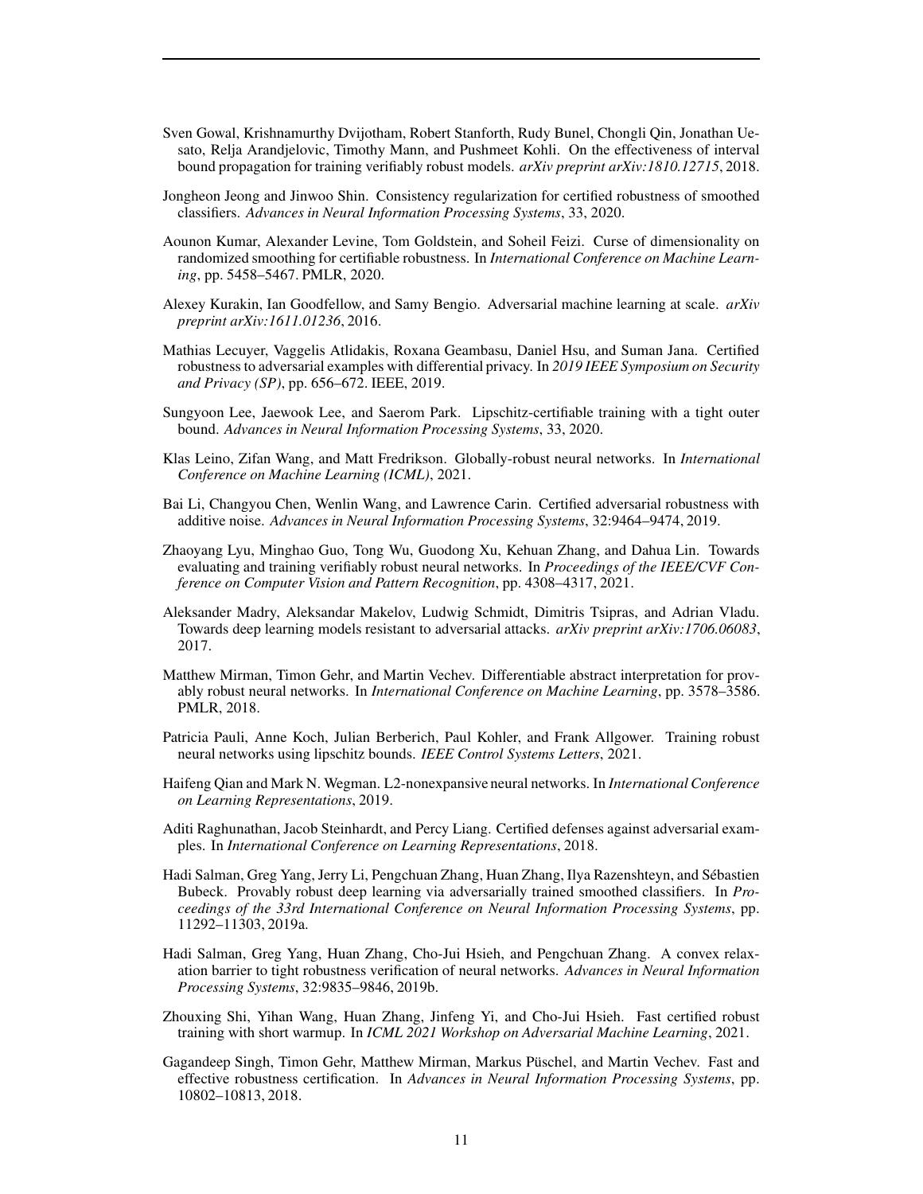Sven Gowal, Krishnamurthy Dvijotham, Robert Stanforth, Rudy Bunel, Chongli Qin, Jonathan Uesato, Relja Arandjelovic, Timothy Mann, and Pushmeet Kohli. On the effectiveness of interval bound propagation for training verifiably robust models. *arXiv preprint arXiv:1810.12715*, 2018.

Jongheon Jeong and Jinwoo Shin. Consistency regularization for certified robustness of smoothed classifiers. *Advances in Neural Information Processing Systems*, 33, 2020.

Aounon Kumar, Alexander Levine, Tom Goldstein, and Soheil Feizi. Curse of dimensionality on randomized smoothing for certifiable robustness. In *International Conference on Machine Learning*, pp. 5458–5467. PMLR, 2020.

Alexey Kurakin, Ian Goodfellow, and Samy Bengio. Adversarial machine learning at scale. *arXiv preprint arXiv:1611.01236*, 2016.

Mathias Lecuyer, Vaggelis Atlidakis, Roxana Geambasu, Daniel Hsu, and Suman Jana. Certified robustness to adversarial examples with differential privacy. In *2019 IEEE Symposium on Security and Privacy (SP)*, pp. 656–672. IEEE, 2019.

Sungyoon Lee, Jaewook Lee, and Saerom Park. Lipschitz-certifiable training with a tight outer bound. *Advances in Neural Information Processing Systems*, 33, 2020.

Klas Leino, Zifan Wang, and Matt Fredrikson. Globally-robust neural networks. In *International Conference on Machine Learning (ICML)*, 2021.

Bai Li, Changyou Chen, Wenlin Wang, and Lawrence Carin. Certified adversarial robustness with additive noise. *Advances in Neural Information Processing Systems*, 32:9464–9474, 2019.

Zhaoyang Lyu, Minghao Guo, Tong Wu, Guodong Xu, Kehuan Zhang, and Dahua Lin. Towards evaluating and training verifiably robust neural networks. In *Proceedings of the IEEE/CVF Conference on Computer Vision and Pattern Recognition*, pp. 4308–4317, 2021.

Aleksander Madry, Aleksandar Makelov, Ludwig Schmidt, Dimitris Tsipras, and Adrian Vladu. Towards deep learning models resistant to adversarial attacks. *arXiv preprint arXiv:1706.06083*, 2017.

Matthew Mirman, Timon Gehr, and Martin Vechev. Differentiable abstract interpretation for provably robust neural networks. In *International Conference on Machine Learning*, pp. 3578–3586. PMLR, 2018.

Patricia Pauli, Anne Koch, Julian Berberich, Paul Kohler, and Frank Allgower. Training robust neural networks using lipschitz bounds. *IEEE Control Systems Letters*, 2021.

Haifeng Qian and Mark N. Wegman. L2-nonexpansive neural networks. In *International Conference on Learning Representations*, 2019.

Aditi Raghunathan, Jacob Steinhardt, and Percy Liang. Certified defenses against adversarial examples. In *International Conference on Learning Representations*, 2018.

Hadi Salman, Greg Yang, Jerry Li, Pengchuan Zhang, Huan Zhang, Ilya Razenshteyn, and Sébastien Bubeck. Provably robust deep learning via adversarially trained smoothed classifiers. In *Proceedings of the 33rd International Conference on Neural Information Processing Systems*, pp. 11292–11303, 2019a.

Hadi Salman, Greg Yang, Huan Zhang, Cho-Jui Hsieh, and Pengchuan Zhang. A convex relaxation barrier to tight robustness verification of neural networks. *Advances in Neural Information Processing Systems*, 32:9835–9846, 2019b.

Zhouxing Shi, Yihan Wang, Huan Zhang, Jinfeng Yi, and Cho-Jui Hsieh. Fast certified robust training with short warmup. In *ICML 2021 Workshop on Adversarial Machine Learning*, 2021.

Gagandeep Singh, Timon Gehr, Matthew Mirman, Markus Püschel, and Martin Vechev. Fast and effective robustness certification. In *Advances in Neural Information Processing Systems*, pp. 10802–10813, 2018.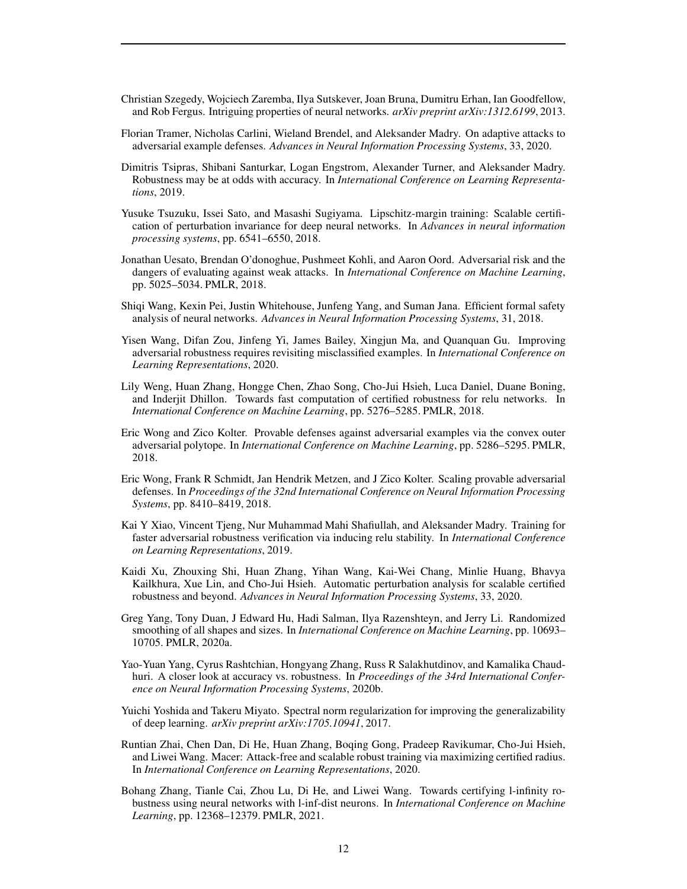Christian Szegedy, Wojciech Zaremba, Ilya Sutskever, Joan Bruna, Dumitru Erhan, Ian Goodfellow, and Rob Fergus. Intriguing properties of neural networks. *arXiv preprint arXiv:1312.6199*, 2013.

Florian Tramer, Nicholas Carlini, Wieland Brendel, and Aleksander Madry. On adaptive attacks to adversarial example defenses. *Advances in Neural Information Processing Systems*, 33, 2020.

Dimitris Tsipras, Shibani Santurkar, Logan Engstrom, Alexander Turner, and Aleksander Madry. Robustness may be at odds with accuracy. In *International Conference on Learning Representations*, 2019.

Yusuke Tsuzuku, Issei Sato, and Masashi Sugiyama. Lipschitz-margin training: Scalable certification of perturbation invariance for deep neural networks. In *Advances in neural information processing systems*, pp. 6541–6550, 2018.

Jonathan Uesato, Brendan O'donoghue, Pushmeet Kohli, and Aaron Oord. Adversarial risk and the dangers of evaluating against weak attacks. In *International Conference on Machine Learning*, pp. 5025–5034. PMLR, 2018.

Shiqi Wang, Kexin Pei, Justin Whitehouse, Junfeng Yang, and Suman Jana. Efficient formal safety analysis of neural networks. *Advances in Neural Information Processing Systems*, 31, 2018.

Yisen Wang, Difan Zou, Jinfeng Yi, James Bailey, Xingjun Ma, and Quanquan Gu. Improving adversarial robustness requires revisiting misclassified examples. In *International Conference on Learning Representations*, 2020.

Lily Weng, Huan Zhang, Hongge Chen, Zhao Song, Cho-Jui Hsieh, Luca Daniel, Duane Boning, and Inderjit Dhillon. Towards fast computation of certified robustness for relu networks. In *International Conference on Machine Learning*, pp. 5276–5285. PMLR, 2018.

Eric Wong and Zico Kolter. Provable defenses against adversarial examples via the convex outer adversarial polytope. In *International Conference on Machine Learning*, pp. 5286–5295. PMLR, 2018.

Eric Wong, Frank R Schmidt, Jan Hendrik Metzen, and J Zico Kolter. Scaling provable adversarial defenses. In *Proceedings of the 32nd International Conference on Neural Information Processing Systems*, pp. 8410–8419, 2018.

Kai Y Xiao, Vincent Tjeng, Nur Muhammad Mahi Shafiullah, and Aleksander Madry. Training for faster adversarial robustness verification via inducing relu stability. In *International Conference on Learning Representations*, 2019.

Kaidi Xu, Zhouxing Shi, Huan Zhang, Yihan Wang, Kai-Wei Chang, Minlie Huang, Bhavya Kailkhura, Xue Lin, and Cho-Jui Hsieh. Automatic perturbation analysis for scalable certified robustness and beyond. *Advances in Neural Information Processing Systems*, 33, 2020.

Greg Yang, Tony Duan, J Edward Hu, Hadi Salman, Ilya Razenshteyn, and Jerry Li. Randomized smoothing of all shapes and sizes. In *International Conference on Machine Learning*, pp. 10693–10705. PMLR, 2020a.

Yao-Yuan Yang, Cyrus Rashtchian, Hongyang Zhang, Russ R Salakhutdinov, and Kamalika Chaudhuri. A closer look at accuracy vs. robustness. In *Proceedings of the 34rd International Conference on Neural Information Processing Systems*, 2020b.

Yuichi Yoshida and Takeru Miyato. Spectral norm regularization for improving the generalizability of deep learning. *arXiv preprint arXiv:1705.10941*, 2017.

Runtian Zhai, Chen Dan, Di He, Huan Zhang, Boqing Gong, Pradeep Ravikumar, Cho-Jui Hsieh, and Liwei Wang. Macer: Attack-free and scalable robust training via maximizing certified radius. In *International Conference on Learning Representations*, 2020.

Bohang Zhang, Tianle Cai, Zhou Lu, Di He, and Liwei Wang. Towards certifying l-infinity robustness using neural networks with l-inf-dist neurons. In *International Conference on Machine Learning*, pp. 12368–12379. PMLR, 2021.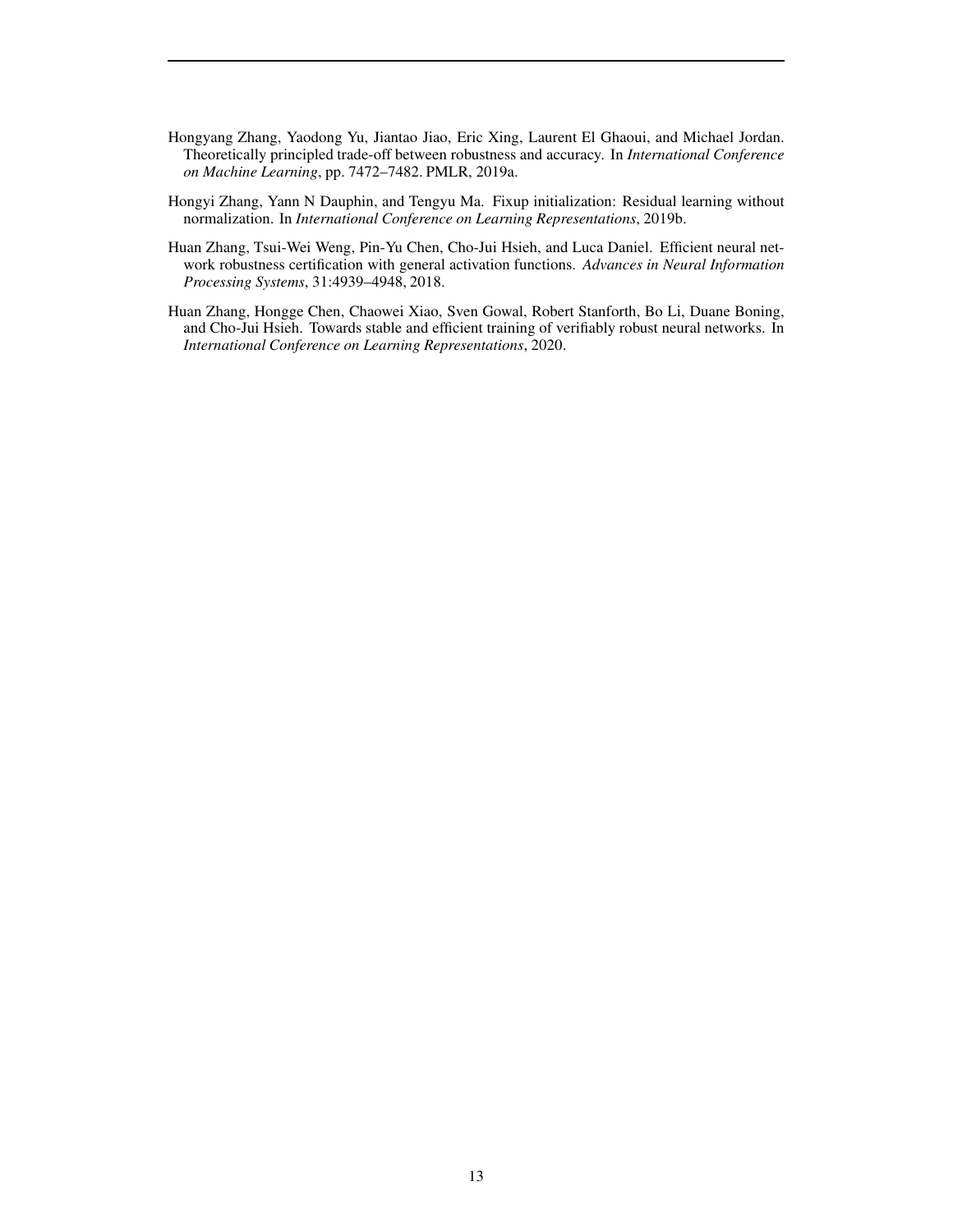Hongyang Zhang, Yaodong Yu, Jiantao Jiao, Eric Xing, Laurent El Ghaoui, and Michael Jordan. Theoretically principled trade-off between robustness and accuracy. In *International Conference on Machine Learning*, pp. 7472–7482. PMLR, 2019a.

Hongyi Zhang, Yann N Dauphin, and Tengyu Ma. Fixup initialization: Residual learning without normalization. In *International Conference on Learning Representations*, 2019b.

Huan Zhang, Tsui-Wei Weng, Pin-Yu Chen, Cho-Jui Hsieh, and Luca Daniel. Efficient neural network robustness certification with general activation functions. *Advances in Neural Information Processing Systems*, 31:4939–4948, 2018.

Huan Zhang, Hongge Chen, Chaowei Xiao, Sven Gowal, Robert Stanforth, Bo Li, Duane Boning, and Cho-Jui Hsieh. Towards stable and efficient training of verifiably robust neural networks. In *International Conference on Learning Representations*, 2020.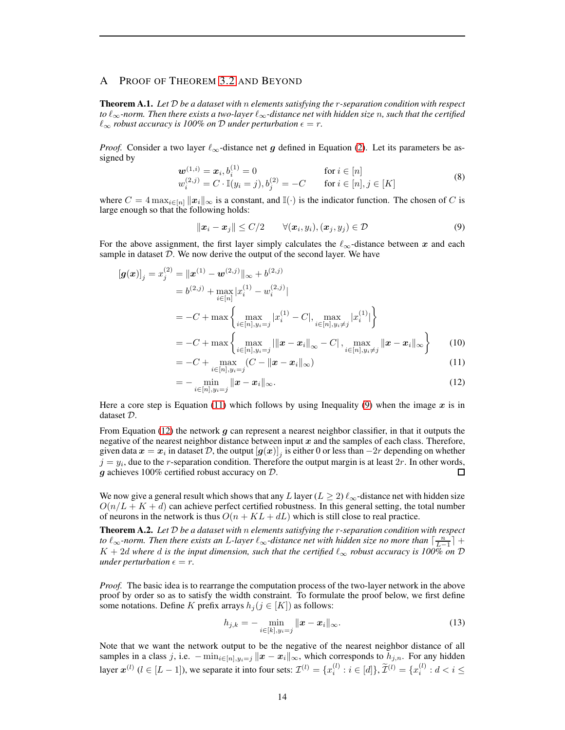# A Proof of Theorem 3.2 and Beyond

**Theorem A.1.** *Let $\mathcal{D}$ be a dataset with $n$ elements satisfying the $r$-separation condition with respect to $\ell_\infty$-norm. Then there exists a two-layer $\ell_\infty$-distance net with hidden size $n$, such that the certified $\ell_\infty$ robust accuracy is 100% on $\mathcal{D}$ under perturbation $\epsilon = r$.*

*Proof.* Consider a two layer $\ell_\infty$-distance net $\boldsymbol{g}$ defined in Equation (2). Let its parameters be assigned by

$$\begin{aligned} &\boldsymbol{w}^{(1,i)} = \boldsymbol{x}_i, b_i^{(1)} = 0 && \text{for } i \in [n] \\ &w_i^{(2,j)} = C \cdot \mathbb{I}(y_i = j), b_j^{(2)} = -C && \text{for } i \in [n], j \in [K] \end{aligned} \tag{8}$$

where $C = 4 \max_{i \in [n]} \|\boldsymbol{x}_i\|_\infty$ is a constant, and $\mathbb{I}(\cdot)$ is the indicator function. The chosen of $C$ is large enough so that the following holds:

$$\|\boldsymbol{x}_i - \boldsymbol{x}_j\| \le C/2 \qquad \forall (\boldsymbol{x}_i, y_i), (\boldsymbol{x}_j, y_j) \in \mathcal{D} \tag{9}$$

For the above assignment, the first layer simply calculates the $\ell_\infty$-distance between $\boldsymbol{x}$ and each sample in dataset $\mathcal{D}$. We now derive the output of the second layer. We have

$$\begin{aligned} [\boldsymbol{g}(\boldsymbol{x})]_j = x_j^{(2)} &= \|\boldsymbol{x}^{(1)} - \boldsymbol{w}^{(2,j)}\|_\infty + b^{(2,j)} \\ &= b^{(2,j)} + \max_{i \in [n]} |x_i^{(1)} - w_i^{(2,j)}| \\ &= -C + \max\left\{ \max_{i \in [n], y_i = j} |x_i^{(1)} - C|, \max_{i \in [n], y_i \neq j} |x_i^{(1)}| \right\} \\ &= -C + \max\left\{ \max_{i \in [n], y_i = j} \left| \|\boldsymbol{x} - \boldsymbol{x}_i\|_\infty - C \right|, \max_{i \in [n], y_i \neq j} \|\boldsymbol{x} - \boldsymbol{x}_i\|_\infty \right\} && (10) \\ &= -C + \max_{i \in [n], y_i = j} (C - \|\boldsymbol{x} - \boldsymbol{x}_i\|_\infty) && (11) \\ &= -\min_{i \in [n], y_i = j} \|\boldsymbol{x} - \boldsymbol{x}_i\|_\infty. && (12) \end{aligned}$$

Here a core step is Equation (11) which follows by using Inequality (9) when the image $\boldsymbol{x}$ is in dataset $\mathcal{D}$.

From Equation (12) the network $\boldsymbol{g}$ can represent a nearest neighbor classifier, in that it outputs the negative of the nearest neighbor distance between input $\boldsymbol{x}$ and the samples of each class. Therefore, given data $\boldsymbol{x} = \boldsymbol{x}_i$ in dataset $\mathcal{D}$, the output $[\boldsymbol{g}(\boldsymbol{x})]_j$ is either 0 or less than $-2r$ depending on whether $j = y_i$, due to the $r$-separation condition. Therefore the output margin is at least $2r$. In other words, $\boldsymbol{g}$ achieves 100% certified robust accuracy on $\mathcal{D}$. $\square$

We now give a general result which shows that any $L$ layer ($L \ge 2$) $\ell_\infty$-distance net with hidden size $O(n/L + K + d)$ can achieve perfect certified robustness. In this general setting, the total number of neurons in the network is thus $O(n + KL + dL)$ which is still close to real practice.

**Theorem A.2.** *Let $\mathcal{D}$ be a dataset with $n$ elements satisfying the $r$-separation condition with respect to $\ell_\infty$-norm. Then there exists an $L$-layer $\ell_\infty$-distance net with hidden size no more than $\lceil \frac{n}{L-1} \rceil + K + 2d$ where $d$ is the input dimension, such that the certified $\ell_\infty$ robust accuracy is 100% on $\mathcal{D}$ under perturbation $\epsilon = r$.*

*Proof.* The basic idea is to rearrange the computation process of the two-layer network in the above proof by order so as to satisfy the width constraint. To formulate the proof below, we first define some notations. Define $K$ prefix arrays $h_j (j \in [K])$ as follows:

$$h_{j,k} = -\min_{i \in [k], y_i = j} \|\boldsymbol{x} - \boldsymbol{x}_i\|_\infty. \tag{13}$$

Note that we want the network output to be the negative of the nearest neighbor distance of all samples in a class $j$, i.e. $-\min_{i \in [n], y_i = j} \|\boldsymbol{x} - \boldsymbol{x}_i\|_\infty$, which corresponds to $h_{j,n}$. For any hidden layer $\boldsymbol{x}^{(l)}$ ($l \in [L-1]$), we separate it into four sets: $\mathcal{I}^{(l)} = \{x_i^{(l)} : i \in [d]\}$, $\widetilde{\mathcal{I}}^{(l)} = \{x_i^{(l)} : d < i \le$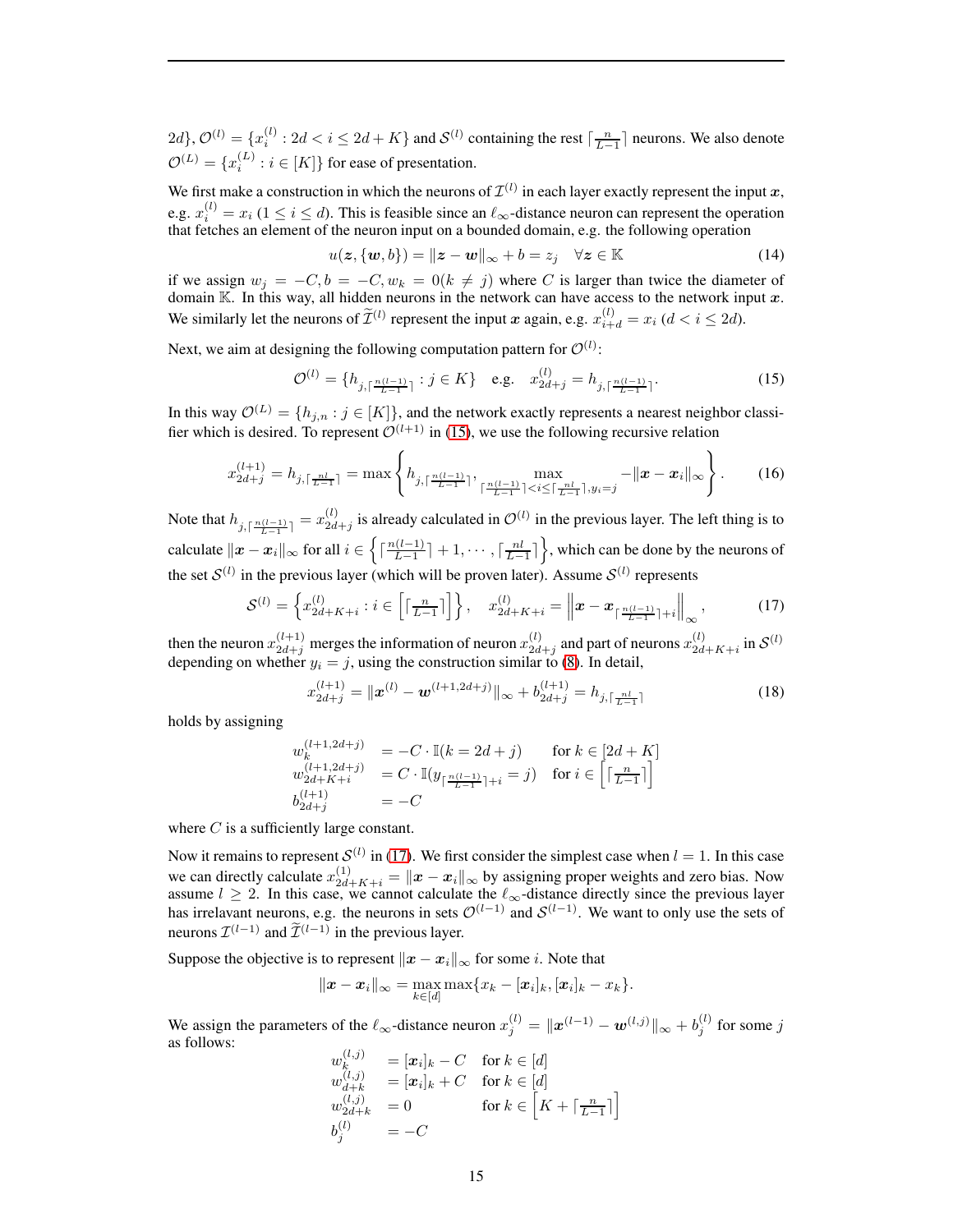$2d\}$, $\mathcal{O}^{(l)} = \{x_i^{(l)} : 2d < i \le 2d + K\}$ and $\mathcal{S}^{(l)}$ containing the rest $\lceil \frac{n}{L-1} \rceil$ neurons. We also denote $\mathcal{O}^{(L)} = \{x_i^{(L)} : i \in [K]\}$ for ease of presentation.

We first make a construction in which the neurons of $\mathcal{I}^{(l)}$ in each layer exactly represent the input $\boldsymbol{x}$, e.g. $x_i^{(l)} = x_i$ ($1 \le i \le d$). This is feasible since an $\ell_\infty$-distance neuron can represent the operation that fetches an element of the neuron input on a bounded domain, e.g. the following operation

$$u(\boldsymbol{z}, \{\boldsymbol{w}, b\}) = \|\boldsymbol{z} - \boldsymbol{w}\|_\infty + b = z_j \quad \forall \boldsymbol{z} \in \mathbb{K} \tag{14}$$

if we assign $w_j = -C, b = -C, w_k = 0 (k \ne j)$ where $C$ is larger than twice the diameter of domain $\mathbb{K}$. In this way, all hidden neurons in the network can have access to the network input $\boldsymbol{x}$. We similarly let the neurons of $\widetilde{\mathcal{I}}^{(l)}$ represent the input $\boldsymbol{x}$ again, e.g. $x_{i+d}^{(l)} = x_i$ ($d < i \le 2d$).

Next, we aim at designing the following computation pattern for $\mathcal{O}^{(l)}$:

$$\mathcal{O}^{(l)} = \{h_{j, \lceil \frac{n(l-1)}{L-1} \rceil} : j \in K\} \quad \text{e.g.} \quad x_{2d+j}^{(l)} = h_{j, \lceil \frac{n(l-1)}{L-1} \rceil}. \tag{15}$$

In this way $\mathcal{O}^{(L)} = \{h_{j,n} : j \in [K]\}$, and the network exactly represents a nearest neighbor classifier which is desired. To represent $\mathcal{O}^{(l+1)}$ in (15), we use the following recursive relation

$$x_{2d+j}^{(l+1)} = h_{j, \lceil \frac{nl}{L-1} \rceil} = \max \left\{ h_{j, \lceil \frac{n(l-1)}{L-1} \rceil}, \max_{\lceil \frac{n(l-1)}{L-1} \rceil < i \le \lceil \frac{nl}{L-1} \rceil, y_i = j} -\|\boldsymbol{x} - \boldsymbol{x}_i\|_\infty \right\}. \tag{16}$$

Note that $h_{j, \lceil \frac{n(l-1)}{L-1} \rceil} = x_{2d+j}^{(l)}$ is already calculated in $\mathcal{O}^{(l)}$ in the previous layer. The left thing is to calculate $\|\boldsymbol{x} - \boldsymbol{x}_i\|_\infty$ for all $i \in \left\{ \lceil \frac{n(l-1)}{L-1} \rceil + 1, \cdots, \lceil \frac{nl}{L-1} \rceil \right\}$, which can be done by the neurons of the set $\mathcal{S}^{(l)}$ in the previous layer (which will be proven later). Assume $\mathcal{S}^{(l)}$ represents

$$\mathcal{S}^{(l)} = \left\{ x_{2d+K+i}^{(l)} : i \in \left[ \lceil \tfrac{n}{L-1} \rceil \right] \right\}, \quad x_{2d+K+i}^{(l)} = \left\| \boldsymbol{x} - \boldsymbol{x}_{\lceil \frac{n(l-1)}{L-1} \rceil + i} \right\|_\infty, \tag{17}$$

then the neuron $x_{2d+j}^{(l+1)}$ merges the information of neuron $x_{2d+j}^{(l)}$ and part of neurons $x_{2d+K+i}^{(l)}$ in $\mathcal{S}^{(l)}$ depending on whether $y_i = j$, using the construction similar to (8). In detail,

$$x_{2d+j}^{(l+1)} = \|\boldsymbol{x}^{(l)} - \boldsymbol{w}^{(l+1, 2d+j)}\|_\infty + b_{2d+j}^{(l+1)} = h_{j, \lceil \frac{nl}{L-1} \rceil} \tag{18}$$

holds by assigning

$$\begin{aligned}
w_k^{(l+1, 2d+j)} &= -C \cdot \mathbb{I}(k = 2d + j) && \text{for } k \in [2d + K] \\
w_{2d+K+i}^{(l+1, 2d+j)} &= C \cdot \mathbb{I}(y_{\lceil \frac{n(l-1)}{L-1} \rceil + i} = j) && \text{for } i \in \left[ \lceil \tfrac{n}{L-1} \rceil \right] \\
b_{2d+j}^{(l+1)} &= -C
\end{aligned}$$

where $C$ is a sufficiently large constant.

Now it remains to represent $\mathcal{S}^{(l)}$ in (17). We first consider the simplest case when $l = 1$. In this case we can directly calculate $x_{2d+K+i}^{(1)} = \|\boldsymbol{x} - \boldsymbol{x}_i\|_\infty$ by assigning proper weights and zero bias. Now assume $l \ge 2$. In this case, we cannot calculate the $\ell_\infty$-distance directly since the previous layer has irrelavant neurons, e.g. the neurons in sets $\mathcal{O}^{(l-1)}$ and $\mathcal{S}^{(l-1)}$. We want to only use the sets of neurons $\mathcal{I}^{(l-1)}$ and $\widetilde{\mathcal{I}}^{(l-1)}$ in the previous layer.

Suppose the objective is to represent $\|\boldsymbol{x} - \boldsymbol{x}_i\|_\infty$ for some $i$. Note that

$$\|\boldsymbol{x} - \boldsymbol{x}_i\|_\infty = \max_{k \in [d]} \max\{x_k - [\boldsymbol{x}_i]_k, [\boldsymbol{x}_i]_k - x_k\}.$$

We assign the parameters of the $\ell_\infty$-distance neuron $x_j^{(l)} = \|\boldsymbol{x}^{(l-1)} - \boldsymbol{w}^{(l,j)}\|_\infty + b_j^{(l)}$ for some $j$ as follows:

$$\begin{aligned}
w_k^{(l,j)} &= [\boldsymbol{x}_i]_k - C && \text{for } k \in [d] \\
w_{d+k}^{(l,j)} &= [\boldsymbol{x}_i]_k + C && \text{for } k \in [d] \\
w_{2d+k}^{(l,j)} &= 0 && \text{for } k \in \left[ K + \lceil \tfrac{n}{L-1} \rceil \right] \\
b_j^{(l)} &= -C
\end{aligned}$$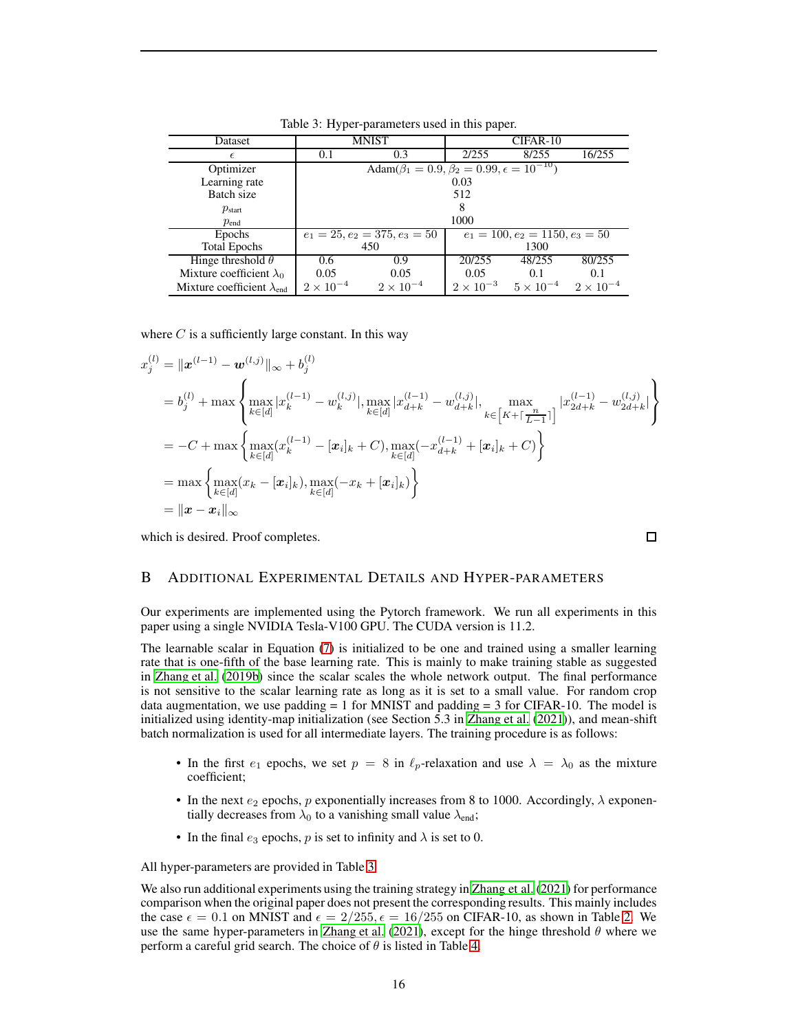Table 3: Hyper-parameters used in this paper.

| Dataset | MNIST | | CIFAR-10 | | |
|---|---|---|---|---|---|
| $\epsilon$ | 0.1 | 0.3 | 2/255 | 8/255 | 16/255 |
| Optimizer | Adam($\beta_1 = 0.9, \beta_2 = 0.99, \epsilon = 10^{-10}$) | | | | |
| Learning rate | 0.03 | | | | |
| Batch size | 512 | | | | |
| $p_{\text{start}}$ | 8 | | | | |
| $p_{\text{end}}$ | 1000 | | | | |
| Epochs | $e_1 = 25, e_2 = 375, e_3 = 50$ | | $e_1 = 100, e_2 = 1150, e_3 = 50$ | | |
| Total Epochs | 450 | | 1300 | | |
| Hinge threshold $\theta$ | 0.6 | 0.9 | 20/255 | 48/255 | 80/255 |
| Mixture coefficient $\lambda_0$ | 0.05 | 0.05 | 0.05 | 0.1 | 0.1 |
| Mixture coefficient $\lambda_{\text{end}}$ | $2 \times 10^{-4}$ | $2 \times 10^{-4}$ | $2 \times 10^{-3}$ | $5 \times 10^{-4}$ | $2 \times 10^{-4}$ |

where $C$ is a sufficiently large constant. In this way

$$
\begin{aligned}
x_j^{(l)} &= \|\boldsymbol{x}^{(l-1)} - \boldsymbol{w}^{(l,j)}\|_\infty + b_j^{(l)} \\
&= b_j^{(l)} + \max\left\{\max_{k\in[d]} |x_k^{(l-1)} - w_k^{(l,j)}|, \max_{k\in[d]} |x_{d+k}^{(l-1)} - w_{d+k}^{(l,j)}|, \max_{k\in\left[K+\lceil \frac{n}{L-1}\rceil\right]} |x_{2d+k}^{(l-1)} - w_{2d+k}^{(l,j)}|\right\} \\
&= -C + \max\left\{\max_{k\in[d]} (x_k^{(l-1)} - [\boldsymbol{x}_i]_k + C), \max_{k\in[d]} (-x_{d+k}^{(l-1)} + [\boldsymbol{x}_i]_k + C)\right\} \\
&= \max\left\{\max_{k\in[d]} (x_k - [\boldsymbol{x}_i]_k), \max_{k\in[d]} (-x_k + [\boldsymbol{x}_i]_k)\right\} \\
&= \|\boldsymbol{x} - \boldsymbol{x}_i\|_\infty
\end{aligned}
$$

which is desired. Proof completes. □

## B Additional Experimental Details and Hyper-parameters

Our experiments are implemented using the Pytorch framework. We run all experiments in this paper using a single NVIDIA Tesla-V100 GPU. The CUDA version is 11.2.

The learnable scalar in Equation (7) is initialized to be one and trained using a smaller learning rate that is one-fifth of the base learning rate. This is mainly to make training stable as suggested in Zhang et al. (2019b) since the scalar scales the whole network output. The final performance is not sensitive to the scalar learning rate as long as it is set to a small value. For random crop data augmentation, we use padding = 1 for MNIST and padding = 3 for CIFAR-10. The model is initialized using identity-map initialization (see Section 5.3 in Zhang et al. (2021)), and mean-shift batch normalization is used for all intermediate layers. The training procedure is as follows:

- In the first $e_1$ epochs, we set $p = 8$ in $\ell_p$-relaxation and use $\lambda = \lambda_0$ as the mixture coefficient;
- In the next $e_2$ epochs, $p$ exponentially increases from 8 to 1000. Accordingly, $\lambda$ exponentially decreases from $\lambda_0$ to a vanishing small value $\lambda_{\text{end}}$;
- In the final $e_3$ epochs, $p$ is set to infinity and $\lambda$ is set to 0.

All hyper-parameters are provided in Table 3.

We also run additional experiments using the training strategy in Zhang et al. (2021) for performance comparison when the original paper does not present the corresponding results. This mainly includes the case $\epsilon = 0.1$ on MNIST and $\epsilon = 2/255, \epsilon = 16/255$ on CIFAR-10, as shown in Table 2. We use the same hyper-parameters in Zhang et al. (2021), except for the hinge threshold $\theta$ where we perform a careful grid search. The choice of $\theta$ is listed in Table 4.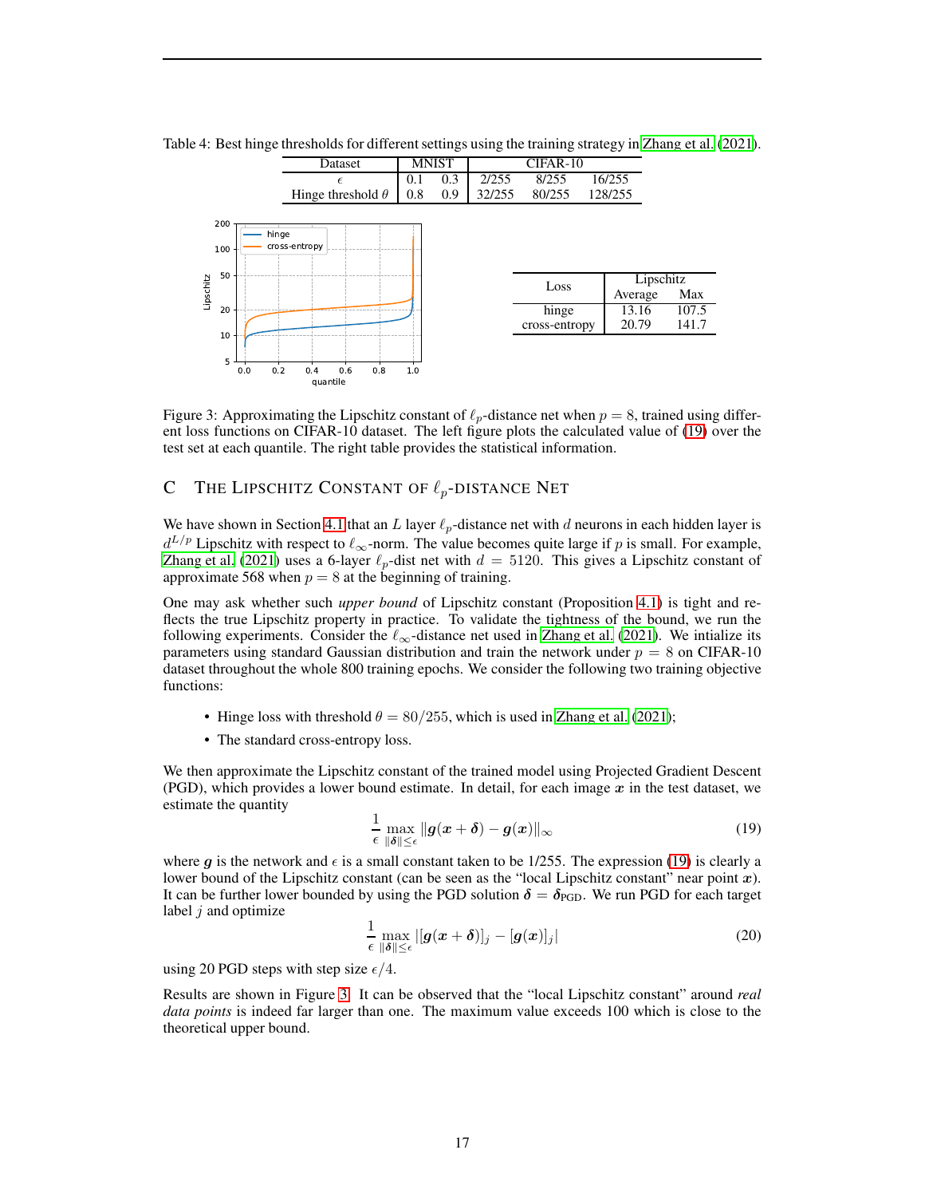Table 4: Best hinge thresholds for different settings using the training strategy in Zhang et al. (2021).

| Dataset | MNIST | | CIFAR-10 | | |
|---|---|---|---|---|---|
| $\epsilon$ | 0.1 | 0.3 | 2/255 | 8/255 | 16/255 |
| Hinge threshold $\theta$ | 0.8 | 0.9 | 32/255 | 80/255 | 128/255 |

200
100
50
20
10
5
Lipschitz
hinge
cross-entropy
0.0
0.2
0.4
0.6
0.8
1.0
quantile

| Loss | Lipschitz | |
|---|---|---|
| | Average | Max |
| hinge | 13.16 | 107.5 |
| cross-entropy | 20.79 | 141.7 |

Figure 3: Approximating the Lipschitz constant of $\ell_p$-distance net when $p = 8$, trained using different loss functions on CIFAR-10 dataset. The left figure plots the calculated value of (19) over the test set at each quantile. The right table provides the statistical information.

## C The Lipschitz Constant of $\ell_p$-distance Net

We have shown in Section 4.1 that an $L$ layer $\ell_p$-distance net with $d$ neurons in each hidden layer is $d^{L/p}$ Lipschitz with respect to $\ell_\infty$-norm. The value becomes quite large if $p$ is small. For example, Zhang et al. (2021) uses a 6-layer $\ell_p$-dist net with $d = 5120$. This gives a Lipschitz constant of approximate 568 when $p = 8$ at the beginning of training.

One may ask whether such *upper bound* of Lipschitz constant (Proposition 4.1) is tight and reflects the true Lipschitz property in practice. To validate the tightness of the bound, we run the following experiments. Consider the $\ell_\infty$-distance net used in Zhang et al. (2021). We intialize its parameters using standard Gaussian distribution and train the network under $p = 8$ on CIFAR-10 dataset throughout the whole 800 training epochs. We consider the following two training objective functions:

- Hinge loss with threshold $\theta = 80/255$, which is used in Zhang et al. (2021);
- The standard cross-entropy loss.

We then approximate the Lipschitz constant of the trained model using Projected Gradient Descent (PGD), which provides a lower bound estimate. In detail, for each image $\boldsymbol{x}$ in the test dataset, we estimate the quantity

$$\frac{1}{\epsilon} \max_{\|\boldsymbol{\delta}\| \leq \epsilon} \|\boldsymbol{g}(\boldsymbol{x} + \boldsymbol{\delta}) - \boldsymbol{g}(\boldsymbol{x})\|_\infty \tag{19}$$

where $\boldsymbol{g}$ is the network and $\epsilon$ is a small constant taken to be 1/255. The expression (19) is clearly a lower bound of the Lipschitz constant (can be seen as the "local Lipschitz constant" near point $\boldsymbol{x}$). It can be further lower bounded by using the PGD solution $\boldsymbol{\delta} = \boldsymbol{\delta}_{\text{PGD}}$. We run PGD for each target label $j$ and optimize

$$\frac{1}{\epsilon} \max_{\|\boldsymbol{\delta}\| \leq \epsilon} |[\boldsymbol{g}(\boldsymbol{x} + \boldsymbol{\delta})]_j - [\boldsymbol{g}(\boldsymbol{x})]_j| \tag{20}$$

using 20 PGD steps with step size $\epsilon/4$.

Results are shown in Figure 3. It can be observed that the "local Lipschitz constant" around *real data points* is indeed far larger than one. The maximum value exceeds 100 which is close to the theoretical upper bound.